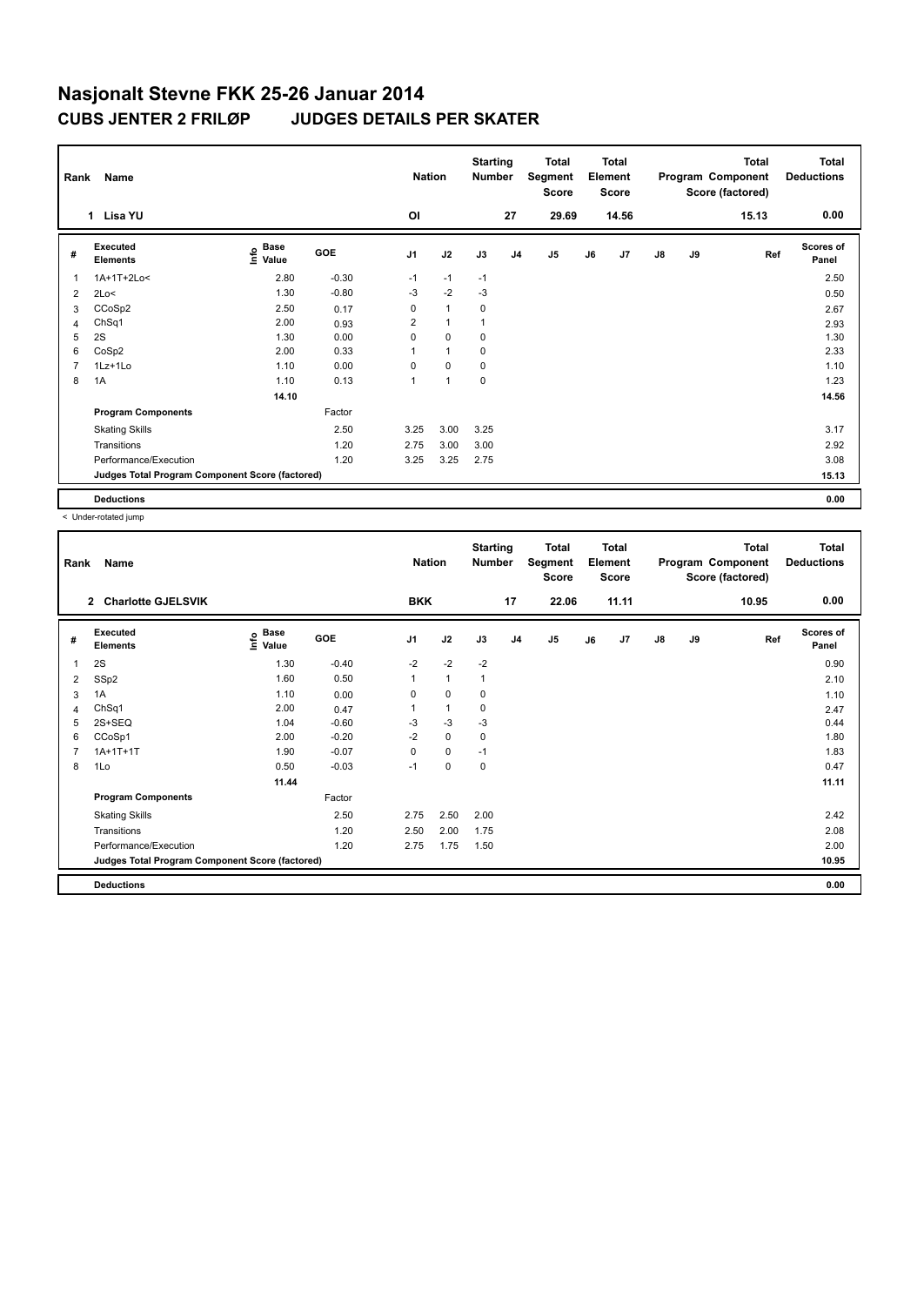# Nasjonalt Stevne FKK 25-26 Januar 2014

## CUBS JENTER 2 FRILØP JUDGES DETAILS PER SKATER

| Rank | Name | Nation | Starting Number | Total Segment Score | Total Element Score | Total Program Component Score (factored) | Total Deductions |
|---|---|---|---|---|---|---|---|
| 1 | Lisa YU | OI | 27 | 29.69 | 14.56 | 15.13 | 0.00 |

| # | Executed Elements | Info | Base Value | GOE | J1 | J2 | J3 | J4 | J5 | J6 | J7 | J8 | J9 | Ref | Scores of Panel |
|---|---|---|---|---|---|---|---|---|---|---|---|---|---|---|---|
| 1 | 1A+1T+2Lo< | | 2.80 | -0.30 | -1 | -1 | -1 | | | | | | | | 2.50 |
| 2 | 2Lo< | | 1.30 | -0.80 | -3 | -2 | -3 | | | | | | | | 0.50 |
| 3 | CCoSp2 | | 2.50 | 0.17 | 0 | 1 | 0 | | | | | | | | 2.67 |
| 4 | ChSq1 | | 2.00 | 0.93 | 2 | 1 | 1 | | | | | | | | 2.93 |
| 5 | 2S | | 1.30 | 0.00 | 0 | 0 | 0 | | | | | | | | 1.30 |
| 6 | CoSp2 | | 2.00 | 0.33 | 1 | 1 | 0 | | | | | | | | 2.33 |
| 7 | 1Lz+1Lo | | 1.10 | 0.00 | 0 | 0 | 0 | | | | | | | | 1.10 |
| 8 | 1A | | 1.10 | 0.13 | 1 | 1 | 0 | | | | | | | | 1.23 |
| | | | 14.10 | | | | | | | | | | | | 14.56 |
| | **Program Components** | | | Factor | | | | | | | | | | | |
| | Skating Skills | | | 2.50 | 3.25 | 3.00 | 3.25 | | | | | | | | 3.17 |
| | Transitions | | | 1.20 | 2.75 | 3.00 | 3.00 | | | | | | | | 2.92 |
| | Performance/Execution | | | 1.20 | 3.25 | 3.25 | 2.75 | | | | | | | | 3.08 |
| | **Judges Total Program Component Score (factored)** | | | | | | | | | | | | | | 15.13 |
| | **Deductions** | | | | | | | | | | | | | | 0.00 |

< Under-rotated jump

| Rank | Name | Nation | Starting Number | Total Segment Score | Total Element Score | Total Program Component Score (factored) | Total Deductions |
|---|---|---|---|---|---|---|---|
| 2 | Charlotte GJELSVIK | BKK | 17 | 22.06 | 11.11 | 10.95 | 0.00 |

| # | Executed Elements | Info | Base Value | GOE | J1 | J2 | J3 | J4 | J5 | J6 | J7 | J8 | J9 | Ref | Scores of Panel |
|---|---|---|---|---|---|---|---|---|---|---|---|---|---|---|---|
| 1 | 2S | | 1.30 | -0.40 | -2 | -2 | -2 | | | | | | | | 0.90 |
| 2 | SSp2 | | 1.60 | 0.50 | 1 | 1 | 1 | | | | | | | | 2.10 |
| 3 | 1A | | 1.10 | 0.00 | 0 | 0 | 0 | | | | | | | | 1.10 |
| 4 | ChSq1 | | 2.00 | 0.47 | 1 | 1 | 0 | | | | | | | | 2.47 |
| 5 | 2S+SEQ | | 1.04 | -0.60 | -3 | -3 | -3 | | | | | | | | 0.44 |
| 6 | CCoSp1 | | 2.00 | -0.20 | -2 | 0 | 0 | | | | | | | | 1.80 |
| 7 | 1A+1T+1T | | 1.90 | -0.07 | 0 | 0 | -1 | | | | | | | | 1.83 |
| 8 | 1Lo | | 0.50 | -0.03 | -1 | 0 | 0 | | | | | | | | 0.47 |
| | | | 11.44 | | | | | | | | | | | | 11.11 |
| | **Program Components** | | | Factor | | | | | | | | | | | |
| | Skating Skills | | | 2.50 | 2.75 | 2.50 | 2.00 | | | | | | | | 2.42 |
| | Transitions | | | 1.20 | 2.50 | 2.00 | 1.75 | | | | | | | | 2.08 |
| | Performance/Execution | | | 1.20 | 2.75 | 1.75 | 1.50 | | | | | | | | 2.00 |
| | **Judges Total Program Component Score (factored)** | | | | | | | | | | | | | | 10.95 |
| | **Deductions** | | | | | | | | | | | | | | 0.00 |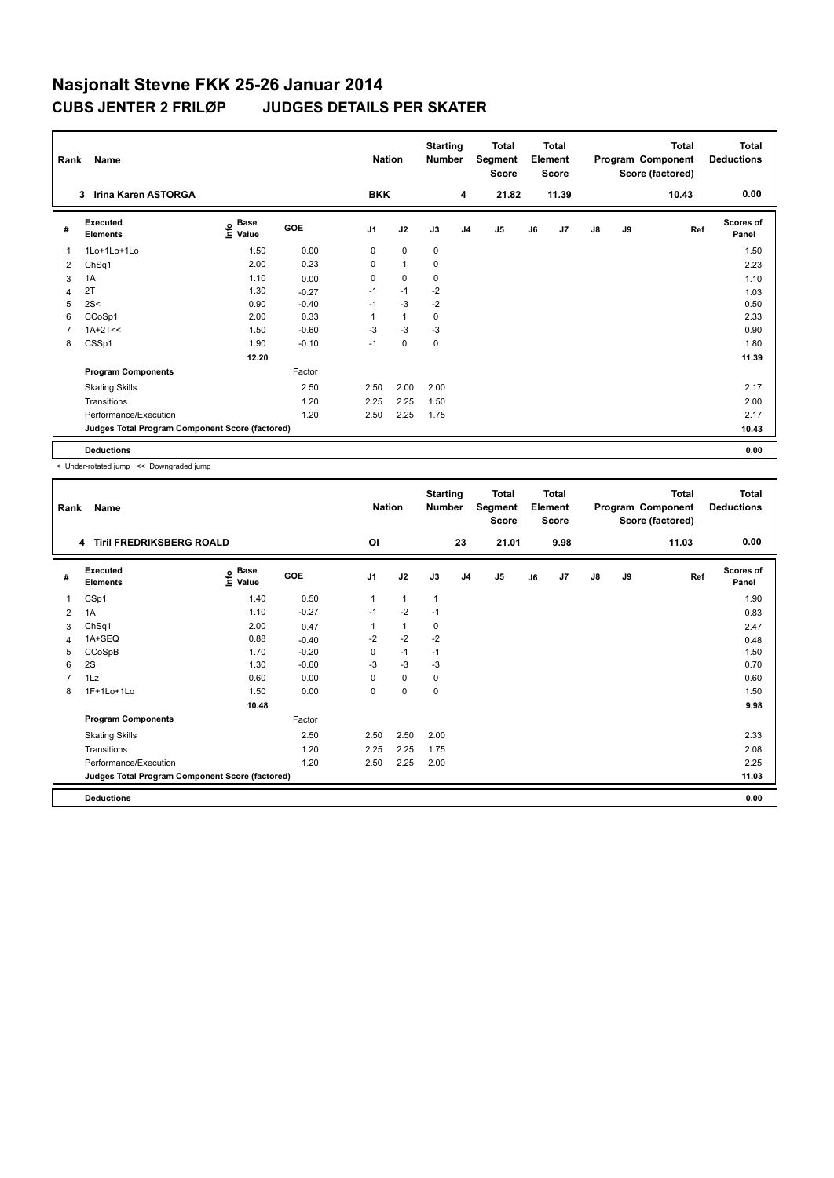# Nasjonalt Stevne FKK 25-26 Januar 2014

## CUBS JENTER 2 FRILØP JUDGES DETAILS PER SKATER

| Rank | Name | Nation | Starting Number | Total Segment Score | Total Element Score | Total Program Component Score (factored) | Total Deductions |
|---|---|---|---|---|---|---|---|
| 3 | Irina Karen ASTORGA | BKK | 4 | 21.82 | 11.39 | 10.43 | 0.00 |

| # | Executed Elements | Info | Base Value | GOE | J1 | J2 | J3 | J4 | J5 | J6 | J7 | J8 | J9 | Ref | Scores of Panel |
|---|---|---|---|---|---|---|---|---|---|---|---|---|---|---|---|
| 1 | 1Lo+1Lo+1Lo | | 1.50 | 0.00 | 0 | 0 | 0 | | | | | | | | 1.50 |
| 2 | ChSq1 | | 2.00 | 0.23 | 0 | 1 | 0 | | | | | | | | 2.23 |
| 3 | 1A | | 1.10 | 0.00 | 0 | 0 | 0 | | | | | | | | 1.10 |
| 4 | 2T | | 1.30 | -0.27 | -1 | -1 | -2 | | | | | | | | 1.03 |
| 5 | 2S< | | 0.90 | -0.40 | -1 | -3 | -2 | | | | | | | | 0.50 |
| 6 | CCoSp1 | | 2.00 | 0.33 | 1 | 1 | 0 | | | | | | | | 2.33 |
| 7 | 1A+2T<< | | 1.50 | -0.60 | -3 | -3 | -3 | | | | | | | | 0.90 |
| 8 | CSSp1 | | 1.90 | -0.10 | -1 | 0 | 0 | | | | | | | | 1.80 |
| | | | 12.20 | | | | | | | | | | | | 11.39 |
| | **Program Components** | | | Factor | | | | | | | | | | | |
| | Skating Skills | | | 2.50 | 2.50 | 2.00 | 2.00 | | | | | | | | 2.17 |
| | Transitions | | | 1.20 | 2.25 | 2.25 | 1.50 | | | | | | | | 2.00 |
| | Performance/Execution | | | 1.20 | 2.50 | 2.25 | 1.75 | | | | | | | | 2.17 |
| | **Judges Total Program Component Score (factored)** | | | | | | | | | | | | | | 10.43 |
| | **Deductions** | | | | | | | | | | | | | | 0.00 |

< Under-rotated jump << Downgraded jump

| Rank | Name | Nation | Starting Number | Total Segment Score | Total Element Score | Total Program Component Score (factored) | Total Deductions |
|---|---|---|---|---|---|---|---|
| 4 | Tiril FREDRIKSBERG ROALD | OI | 23 | 21.01 | 9.98 | 11.03 | 0.00 |

| # | Executed Elements | Info | Base Value | GOE | J1 | J2 | J3 | J4 | J5 | J6 | J7 | J8 | J9 | Ref | Scores of Panel |
|---|---|---|---|---|---|---|---|---|---|---|---|---|---|---|---|
| 1 | CSp1 | | 1.40 | 0.50 | 1 | 1 | 1 | | | | | | | | 1.90 |
| 2 | 1A | | 1.10 | -0.27 | -1 | -2 | -1 | | | | | | | | 0.83 |
| 3 | ChSq1 | | 2.00 | 0.47 | 1 | 1 | 0 | | | | | | | | 2.47 |
| 4 | 1A+SEQ | | 0.88 | -0.40 | -2 | -2 | -2 | | | | | | | | 0.48 |
| 5 | CCoSpB | | 1.70 | -0.20 | 0 | -1 | -1 | | | | | | | | 1.50 |
| 6 | 2S | | 1.30 | -0.60 | -3 | -3 | -3 | | | | | | | | 0.70 |
| 7 | 1Lz | | 0.60 | 0.00 | 0 | 0 | 0 | | | | | | | | 0.60 |
| 8 | 1F+1Lo+1Lo | | 1.50 | 0.00 | 0 | 0 | 0 | | | | | | | | 1.50 |
| | | | 10.48 | | | | | | | | | | | | 9.98 |
| | **Program Components** | | | Factor | | | | | | | | | | | |
| | Skating Skills | | | 2.50 | 2.50 | 2.50 | 2.00 | | | | | | | | 2.33 |
| | Transitions | | | 1.20 | 2.25 | 2.25 | 1.75 | | | | | | | | 2.08 |
| | Performance/Execution | | | 1.20 | 2.50 | 2.25 | 2.00 | | | | | | | | 2.25 |
| | **Judges Total Program Component Score (factored)** | | | | | | | | | | | | | | 11.03 |
| | **Deductions** | | | | | | | | | | | | | | 0.00 |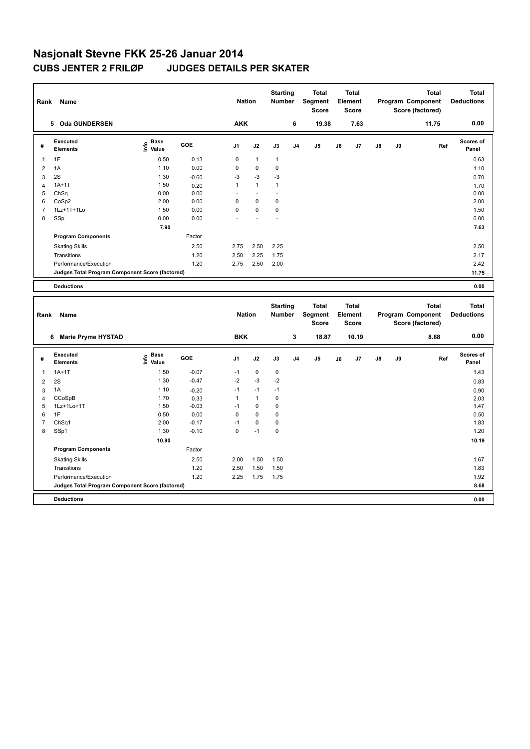# Nasjonalt Stevne FKK 25-26 Januar 2014

## CUBS JENTER 2 FRILØP JUDGES DETAILS PER SKATER

| Rank | Name | Nation | Starting Number | Total Segment Score | Total Element Score | Total Program Component Score (factored) | Total Deductions |
|---|---|---|---|---|---|---|---|
| 5 | Oda GUNDERSEN | AKK | 6 | 19.38 | 7.63 | 11.75 | 0.00 |

| # | Executed Elements | Info | Base Value | GOE | J1 | J2 | J3 | J4 | J5 | J6 | J7 | J8 | J9 | Ref | Scores of Panel |
|---|---|---|---|---|---|---|---|---|---|---|---|---|---|---|---|
| 1 | 1F | | 0.50 | 0.13 | 0 | 1 | 1 | | | | | | | | 0.63 |
| 2 | 1A | | 1.10 | 0.00 | 0 | 0 | 0 | | | | | | | | 1.10 |
| 3 | 2S | | 1.30 | -0.60 | -3 | -3 | -3 | | | | | | | | 0.70 |
| 4 | 1A+1T | | 1.50 | 0.20 | 1 | 1 | 1 | | | | | | | | 1.70 |
| 5 | ChSq | | 0.00 | 0.00 | - | - | - | | | | | | | | 0.00 |
| 6 | CoSp2 | | 2.00 | 0.00 | 0 | 0 | 0 | | | | | | | | 2.00 |
| 7 | 1Lz+1T+1Lo | | 1.50 | 0.00 | 0 | 0 | 0 | | | | | | | | 1.50 |
| 8 | SSp | | 0.00 | 0.00 | - | - | - | | | | | | | | 0.00 |
| | | | 7.90 | | | | | | | | | | | | 7.63 |
| | **Program Components** | | | Factor | | | | | | | | | | | |
| | Skating Skills | | | 2.50 | 2.75 | 2.50 | 2.25 | | | | | | | | 2.50 |
| | Transitions | | | 1.20 | 2.50 | 2.25 | 1.75 | | | | | | | | 2.17 |
| | Performance/Execution | | | 1.20 | 2.75 | 2.50 | 2.00 | | | | | | | | 2.42 |
| | **Judges Total Program Component Score (factored)** | | | | | | | | | | | | | | 11.75 |
| | **Deductions** | | | | | | | | | | | | | | 0.00 |

| Rank | Name | Nation | Starting Number | Total Segment Score | Total Element Score | Total Program Component Score (factored) | Total Deductions |
|---|---|---|---|---|---|---|---|
| 6 | Marie Pryme HYSTAD | BKK | 3 | 18.87 | 10.19 | 8.68 | 0.00 |

| # | Executed Elements | Info | Base Value | GOE | J1 | J2 | J3 | J4 | J5 | J6 | J7 | J8 | J9 | Ref | Scores of Panel |
|---|---|---|---|---|---|---|---|---|---|---|---|---|---|---|---|
| 1 | 1A+1T | | 1.50 | -0.07 | -1 | 0 | 0 | | | | | | | | 1.43 |
| 2 | 2S | | 1.30 | -0.47 | -2 | -3 | -2 | | | | | | | | 0.83 |
| 3 | 1A | | 1.10 | -0.20 | -1 | -1 | -1 | | | | | | | | 0.90 |
| 4 | CCoSpB | | 1.70 | 0.33 | 1 | 1 | 0 | | | | | | | | 2.03 |
| 5 | 1Lz+1Lo+1T | | 1.50 | -0.03 | -1 | 0 | 0 | | | | | | | | 1.47 |
| 6 | 1F | | 0.50 | 0.00 | 0 | 0 | 0 | | | | | | | | 0.50 |
| 7 | ChSq1 | | 2.00 | -0.17 | -1 | 0 | 0 | | | | | | | | 1.83 |
| 8 | SSp1 | | 1.30 | -0.10 | 0 | -1 | 0 | | | | | | | | 1.20 |
| | | | 10.90 | | | | | | | | | | | | 10.19 |
| | **Program Components** | | | Factor | | | | | | | | | | | |
| | Skating Skills | | | 2.50 | 2.00 | 1.50 | 1.50 | | | | | | | | 1.67 |
| | Transitions | | | 1.20 | 2.50 | 1.50 | 1.50 | | | | | | | | 1.83 |
| | Performance/Execution | | | 1.20 | 2.25 | 1.75 | 1.75 | | | | | | | | 1.92 |
| | **Judges Total Program Component Score (factored)** | | | | | | | | | | | | | | 8.68 |
| | **Deductions** | | | | | | | | | | | | | | 0.00 |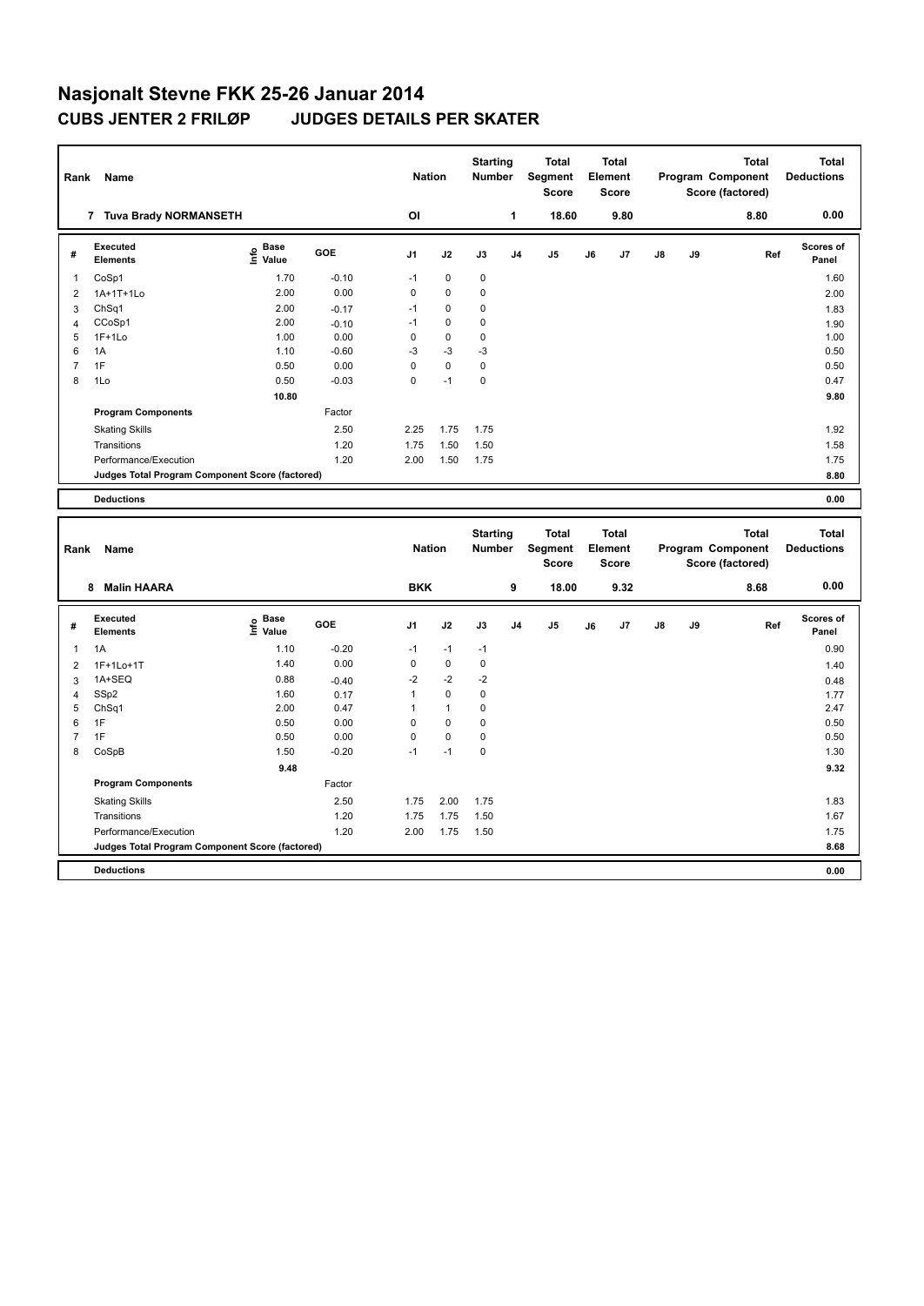# Nasjonalt Stevne FKK 25-26 Januar 2014

## CUBS JENTER 2 FRILØP JUDGES DETAILS PER SKATER

| Rank | Name | | | Nation | | Starting Number | | Total Segment Score | | Total Element Score | | | Total Program Component Score (factored) | Total Deductions |
|---|---|---|---|---|---|---|---|---|---|---|---|---|---|---|
| 7 | Tuva Brady NORMANSETH | | | OI | | 1 | | 18.60 | | 9.80 | | | 8.80 | 0.00 |

| # | Executed Elements | Info | Base Value | GOE | J1 | J2 | J3 | J4 | J5 | J6 | J7 | J8 | J9 | Ref | Scores of Panel |
|---|---|---|---|---|---|---|---|---|---|---|---|---|---|---|---|
| 1 | CoSp1 | | 1.70 | -0.10 | -1 | 0 | 0 | | | | | | | | 1.60 |
| 2 | 1A+1T+1Lo | | 2.00 | 0.00 | 0 | 0 | 0 | | | | | | | | 2.00 |
| 3 | ChSq1 | | 2.00 | -0.17 | -1 | 0 | 0 | | | | | | | | 1.83 |
| 4 | CCoSp1 | | 2.00 | -0.10 | -1 | 0 | 0 | | | | | | | | 1.90 |
| 5 | 1F+1Lo | | 1.00 | 0.00 | 0 | 0 | 0 | | | | | | | | 1.00 |
| 6 | 1A | | 1.10 | -0.60 | -3 | -3 | -3 | | | | | | | | 0.50 |
| 7 | 1F | | 0.50 | 0.00 | 0 | 0 | 0 | | | | | | | | 0.50 |
| 8 | 1Lo | | 0.50 | -0.03 | 0 | -1 | 0 | | | | | | | | 0.47 |
| | | | 10.80 | | | | | | | | | | | | 9.80 |
| | Program Components | | | Factor | | | | | | | | | | | |
| | Skating Skills | | | 2.50 | 2.25 | 1.75 | 1.75 | | | | | | | | 1.92 |
| | Transitions | | | 1.20 | 1.75 | 1.50 | 1.50 | | | | | | | | 1.58 |
| | Performance/Execution | | | 1.20 | 2.00 | 1.50 | 1.75 | | | | | | | | 1.75 |
| | Judges Total Program Component Score (factored) | | | | | | | | | | | | | | 8.80 |
| | Deductions | | | | | | | | | | | | | | 0.00 |

| Rank | Name | | | Nation | | Starting Number | | Total Segment Score | | Total Element Score | | | Total Program Component Score (factored) | Total Deductions |
|---|---|---|---|---|---|---|---|---|---|---|---|---|---|---|
| 8 | Malin HAARA | | | BKK | | 9 | | 18.00 | | 9.32 | | | 8.68 | 0.00 |

| # | Executed Elements | Info | Base Value | GOE | J1 | J2 | J3 | J4 | J5 | J6 | J7 | J8 | J9 | Ref | Scores of Panel |
|---|---|---|---|---|---|---|---|---|---|---|---|---|---|---|---|
| 1 | 1A | | 1.10 | -0.20 | -1 | -1 | -1 | | | | | | | | 0.90 |
| 2 | 1F+1Lo+1T | | 1.40 | 0.00 | 0 | 0 | 0 | | | | | | | | 1.40 |
| 3 | 1A+SEQ | | 0.88 | -0.40 | -2 | -2 | -2 | | | | | | | | 0.48 |
| 4 | SSp2 | | 1.60 | 0.17 | 1 | 0 | 0 | | | | | | | | 1.77 |
| 5 | ChSq1 | | 2.00 | 0.47 | 1 | 1 | 0 | | | | | | | | 2.47 |
| 6 | 1F | | 0.50 | 0.00 | 0 | 0 | 0 | | | | | | | | 0.50 |
| 7 | 1F | | 0.50 | 0.00 | 0 | 0 | 0 | | | | | | | | 0.50 |
| 8 | CoSpB | | 1.50 | -0.20 | -1 | -1 | 0 | | | | | | | | 1.30 |
| | | | 9.48 | | | | | | | | | | | | 9.32 |
| | Program Components | | | Factor | | | | | | | | | | | |
| | Skating Skills | | | 2.50 | 1.75 | 2.00 | 1.75 | | | | | | | | 1.83 |
| | Transitions | | | 1.20 | 1.75 | 1.75 | 1.50 | | | | | | | | 1.67 |
| | Performance/Execution | | | 1.20 | 2.00 | 1.75 | 1.50 | | | | | | | | 1.75 |
| | Judges Total Program Component Score (factored) | | | | | | | | | | | | | | 8.68 |
| | Deductions | | | | | | | | | | | | | | 0.00 |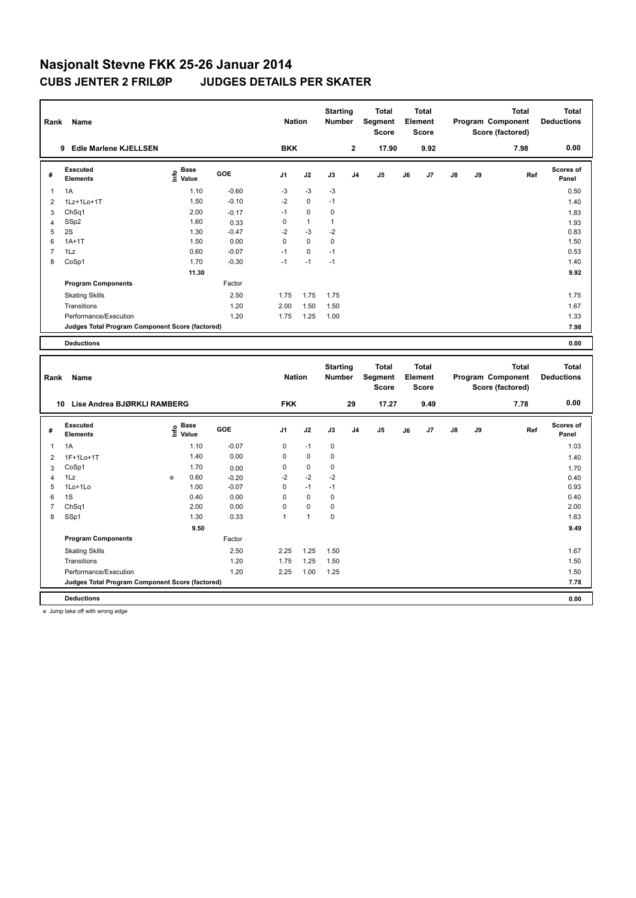# Nasjonalt Stevne FKK 25-26 Januar 2014

## CUBS JENTER 2 FRILØP JUDGES DETAILS PER SKATER

| Rank | Name | Nation | Starting Number | Total Segment Score | Total Element Score | Total Program Component Score (factored) | Total Deductions |
|---|---|---|---|---|---|---|---|
| 9 | Edle Marlene KJELLSEN | BKK | 2 | 17.90 | 9.92 | 7.98 | 0.00 |

| # | Executed Elements | Info | Base Value | GOE | J1 | J2 | J3 | J4 | J5 | J6 | J7 | J8 | J9 | Ref | Scores of Panel |
|---|---|---|---|---|---|---|---|---|---|---|---|---|---|---|---|
| 1 | 1A | | 1.10 | -0.60 | -3 | -3 | -3 | | | | | | | | 0.50 |
| 2 | 1Lz+1Lo+1T | | 1.50 | -0.10 | -2 | 0 | -1 | | | | | | | | 1.40 |
| 3 | ChSq1 | | 2.00 | -0.17 | -1 | 0 | 0 | | | | | | | | 1.83 |
| 4 | SSp2 | | 1.60 | 0.33 | 0 | 1 | 1 | | | | | | | | 1.93 |
| 5 | 2S | | 1.30 | -0.47 | -2 | -3 | -2 | | | | | | | | 0.83 |
| 6 | 1A+1T | | 1.50 | 0.00 | 0 | 0 | 0 | | | | | | | | 1.50 |
| 7 | 1Lz | | 0.60 | -0.07 | -1 | 0 | -1 | | | | | | | | 0.53 |
| 8 | CoSp1 | | 1.70 | -0.30 | -1 | -1 | -1 | | | | | | | | 1.40 |
| | | | 11.30 | | | | | | | | | | | | 9.92 |
| | **Program Components** | | | Factor | | | | | | | | | | | |
| | Skating Skills | | | 2.50 | 1.75 | 1.75 | 1.75 | | | | | | | | 1.75 |
| | Transitions | | | 1.20 | 2.00 | 1.50 | 1.50 | | | | | | | | 1.67 |
| | Performance/Execution | | | 1.20 | 1.75 | 1.25 | 1.00 | | | | | | | | 1.33 |
| | **Judges Total Program Component Score (factored)** | | | | | | | | | | | | | | 7.98 |
| | **Deductions** | | | | | | | | | | | | | | 0.00 |

| Rank | Name | Nation | Starting Number | Total Segment Score | Total Element Score | Total Program Component Score (factored) | Total Deductions |
|---|---|---|---|---|---|---|---|
| 10 | Lise Andrea BJØRKLI RAMBERG | FKK | 29 | 17.27 | 9.49 | 7.78 | 0.00 |

| # | Executed Elements | Info | Base Value | GOE | J1 | J2 | J3 | J4 | J5 | J6 | J7 | J8 | J9 | Ref | Scores of Panel |
|---|---|---|---|---|---|---|---|---|---|---|---|---|---|---|---|
| 1 | 1A | | 1.10 | -0.07 | 0 | -1 | 0 | | | | | | | | 1.03 |
| 2 | 1F+1Lo+1T | | 1.40 | 0.00 | 0 | 0 | 0 | | | | | | | | 1.40 |
| 3 | CoSp1 | | 1.70 | 0.00 | 0 | 0 | 0 | | | | | | | | 1.70 |
| 4 | 1Lz | e | 0.60 | -0.20 | -2 | -2 | -2 | | | | | | | | 0.40 |
| 5 | 1Lo+1Lo | | 1.00 | -0.07 | 0 | -1 | -1 | | | | | | | | 0.93 |
| 6 | 1S | | 0.40 | 0.00 | 0 | 0 | 0 | | | | | | | | 0.40 |
| 7 | ChSq1 | | 2.00 | 0.00 | 0 | 0 | 0 | | | | | | | | 2.00 |
| 8 | SSp1 | | 1.30 | 0.33 | 1 | 1 | 0 | | | | | | | | 1.63 |
| | | | 9.50 | | | | | | | | | | | | 9.49 |
| | **Program Components** | | | Factor | | | | | | | | | | | |
| | Skating Skills | | | 2.50 | 2.25 | 1.25 | 1.50 | | | | | | | | 1.67 |
| | Transitions | | | 1.20 | 1.75 | 1.25 | 1.50 | | | | | | | | 1.50 |
| | Performance/Execution | | | 1.20 | 2.25 | 1.00 | 1.25 | | | | | | | | 1.50 |
| | **Judges Total Program Component Score (factored)** | | | | | | | | | | | | | | 7.78 |
| | **Deductions** | | | | | | | | | | | | | | 0.00 |

e Jump take off with wrong edge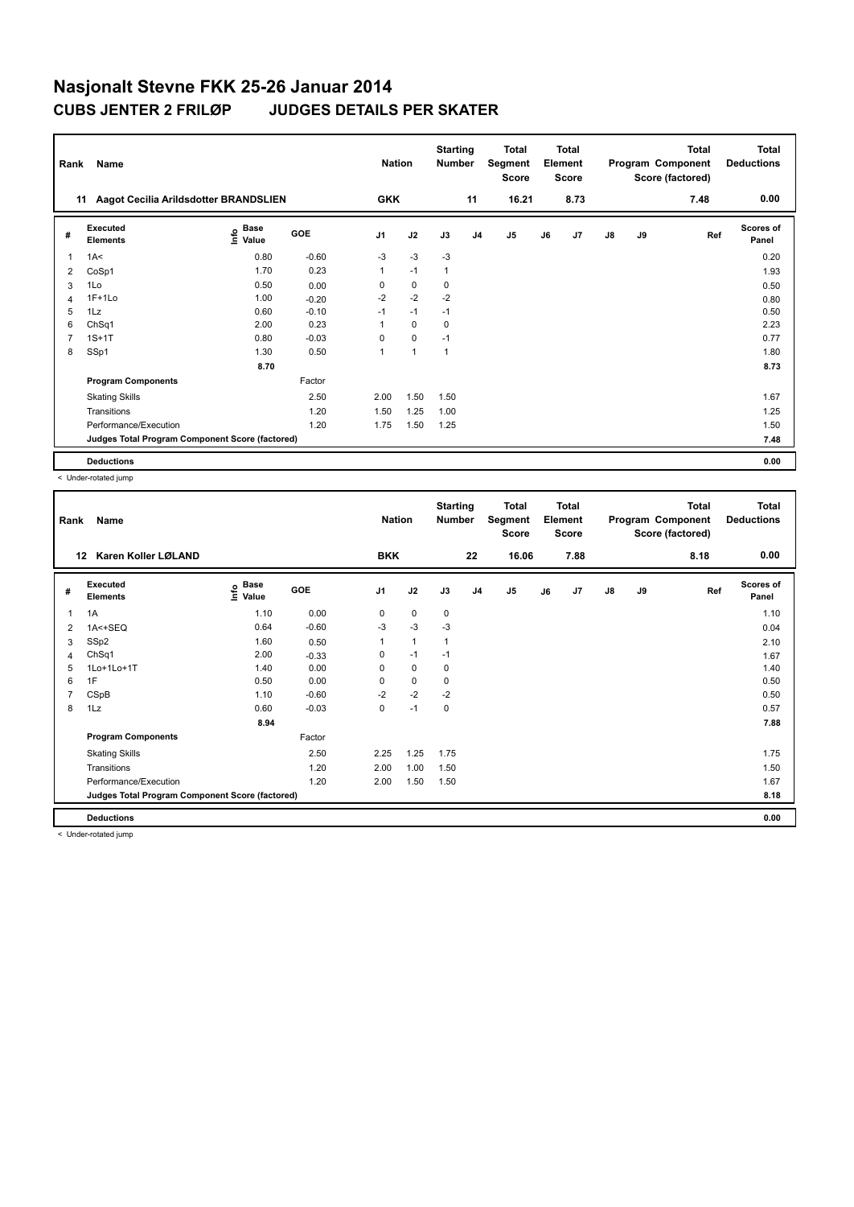# Nasjonalt Stevne FKK 25-26 Januar 2014

## CUBS JENTER 2 FRILØP JUDGES DETAILS PER SKATER

| Rank | Name | Nation | Starting Number | Total Segment Score | Total Element Score | Total Program Component Score (factored) | Total Deductions |
|---|---|---|---|---|---|---|---|
| 11 | Aagot Cecilia Arildsdotter BRANDSLIEN | GKK | 11 | 16.21 | 8.73 | 7.48 | 0.00 |

| # | Executed Elements | Info | Base Value | GOE | J1 | J2 | J3 | J4 | J5 | J6 | J7 | J8 | J9 | Ref | Scores of Panel |
|---|---|---|---|---|---|---|---|---|---|---|---|---|---|---|---|
| 1 | 1A< | | 0.80 | -0.60 | -3 | -3 | -3 | | | | | | | | 0.20 |
| 2 | CoSp1 | | 1.70 | 0.23 | 1 | -1 | 1 | | | | | | | | 1.93 |
| 3 | 1Lo | | 0.50 | 0.00 | 0 | 0 | 0 | | | | | | | | 0.50 |
| 4 | 1F+1Lo | | 1.00 | -0.20 | -2 | -2 | -2 | | | | | | | | 0.80 |
| 5 | 1Lz | | 0.60 | -0.10 | -1 | -1 | -1 | | | | | | | | 0.50 |
| 6 | ChSq1 | | 2.00 | 0.23 | 1 | 0 | 0 | | | | | | | | 2.23 |
| 7 | 1S+1T | | 0.80 | -0.03 | 0 | 0 | -1 | | | | | | | | 0.77 |
| 8 | SSp1 | | 1.30 | 0.50 | 1 | 1 | 1 | | | | | | | | 1.80 |
| | | | 8.70 | | | | | | | | | | | | 8.73 |
| | **Program Components** | | | Factor | | | | | | | | | | | |
| | Skating Skills | | | 2.50 | 2.00 | 1.50 | 1.50 | | | | | | | | 1.67 |
| | Transitions | | | 1.20 | 1.50 | 1.25 | 1.00 | | | | | | | | 1.25 |
| | Performance/Execution | | | 1.20 | 1.75 | 1.50 | 1.25 | | | | | | | | 1.50 |
| | **Judges Total Program Component Score (factored)** | | | | | | | | | | | | | | 7.48 |
| | **Deductions** | | | | | | | | | | | | | | 0.00 |

< Under-rotated jump

| Rank | Name | Nation | Starting Number | Total Segment Score | Total Element Score | Total Program Component Score (factored) | Total Deductions |
|---|---|---|---|---|---|---|---|
| 12 | Karen Koller LØLAND | BKK | 22 | 16.06 | 7.88 | 8.18 | 0.00 |

| # | Executed Elements | Info | Base Value | GOE | J1 | J2 | J3 | J4 | J5 | J6 | J7 | J8 | J9 | Ref | Scores of Panel |
|---|---|---|---|---|---|---|---|---|---|---|---|---|---|---|---|
| 1 | 1A | | 1.10 | 0.00 | 0 | 0 | 0 | | | | | | | | 1.10 |
| 2 | 1A<+SEQ | | 0.64 | -0.60 | -3 | -3 | -3 | | | | | | | | 0.04 |
| 3 | SSp2 | | 1.60 | 0.50 | 1 | 1 | 1 | | | | | | | | 2.10 |
| 4 | ChSq1 | | 2.00 | -0.33 | 0 | -1 | -1 | | | | | | | | 1.67 |
| 5 | 1Lo+1Lo+1T | | 1.40 | 0.00 | 0 | 0 | 0 | | | | | | | | 1.40 |
| 6 | 1F | | 0.50 | 0.00 | 0 | 0 | 0 | | | | | | | | 0.50 |
| 7 | CSpB | | 1.10 | -0.60 | -2 | -2 | -2 | | | | | | | | 0.50 |
| 8 | 1Lz | | 0.60 | -0.03 | 0 | -1 | 0 | | | | | | | | 0.57 |
| | | | 8.94 | | | | | | | | | | | | 7.88 |
| | **Program Components** | | | Factor | | | | | | | | | | | |
| | Skating Skills | | | 2.50 | 2.25 | 1.25 | 1.75 | | | | | | | | 1.75 |
| | Transitions | | | 1.20 | 2.00 | 1.00 | 1.50 | | | | | | | | 1.50 |
| | Performance/Execution | | | 1.20 | 2.00 | 1.50 | 1.50 | | | | | | | | 1.67 |
| | **Judges Total Program Component Score (factored)** | | | | | | | | | | | | | | 8.18 |
| | **Deductions** | | | | | | | | | | | | | | 0.00 |

< Under-rotated jump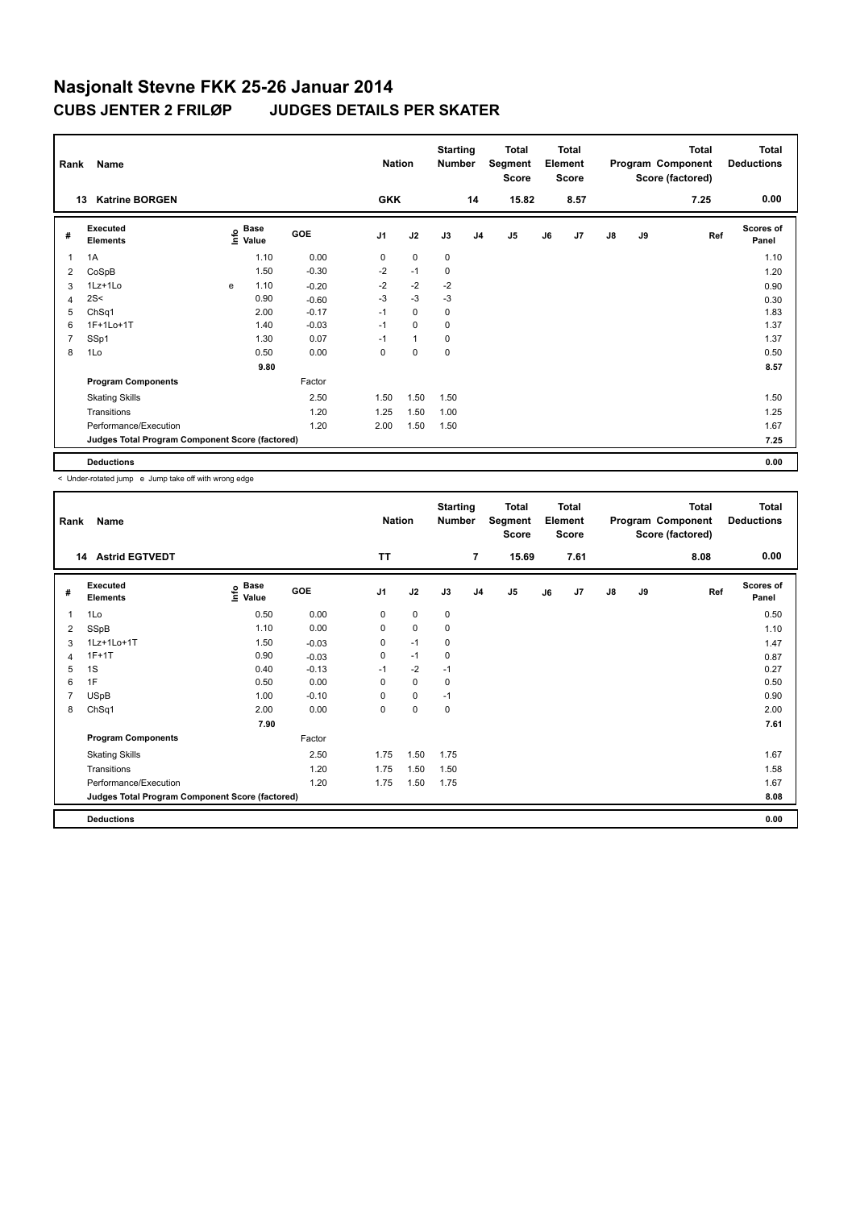# Nasjonalt Stevne FKK 25-26 Januar 2014

## CUBS JENTER 2 FRILØP JUDGES DETAILS PER SKATER

| Rank | Name | Nation | Starting Number | Total Segment Score | Total Element Score | Total Program Component Score (factored) | Total Deductions |
|---|---|---|---|---|---|---|---|
| 13 | Katrine BORGEN | GKK | 14 | 15.82 | 8.57 | 7.25 | 0.00 |

| # | Executed Elements | Info | Base Value | GOE | J1 | J2 | J3 | J4 | J5 | J6 | J7 | J8 | J9 | Ref | Scores of Panel |
|---|---|---|---|---|---|---|---|---|---|---|---|---|---|---|---|
| 1 | 1A | | 1.10 | 0.00 | 0 | 0 | 0 | | | | | | | | 1.10 |
| 2 | CoSpB | | 1.50 | -0.30 | -2 | -1 | 0 | | | | | | | | 1.20 |
| 3 | 1Lz+1Lo | e | 1.10 | -0.20 | -2 | -2 | -2 | | | | | | | | 0.90 |
| 4 | 2S< | | 0.90 | -0.60 | -3 | -3 | -3 | | | | | | | | 0.30 |
| 5 | ChSq1 | | 2.00 | -0.17 | -1 | 0 | 0 | | | | | | | | 1.83 |
| 6 | 1F+1Lo+1T | | 1.40 | -0.03 | -1 | 0 | 0 | | | | | | | | 1.37 |
| 7 | SSp1 | | 1.30 | 0.07 | -1 | 1 | 0 | | | | | | | | 1.37 |
| 8 | 1Lo | | 0.50 | 0.00 | 0 | 0 | 0 | | | | | | | | 0.50 |
| | | | 9.80 | | | | | | | | | | | | 8.57 |
| | Program Components | | | Factor | | | | | | | | | | | |
| | Skating Skills | | | 2.50 | 1.50 | 1.50 | 1.50 | | | | | | | | 1.50 |
| | Transitions | | | 1.20 | 1.25 | 1.50 | 1.00 | | | | | | | | 1.25 |
| | Performance/Execution | | | 1.20 | 2.00 | 1.50 | 1.50 | | | | | | | | 1.67 |
| | Judges Total Program Component Score (factored) | | | | | | | | | | | | | | 7.25 |
| | Deductions | | | | | | | | | | | | | | 0.00 |

< Under-rotated jump e Jump take off with wrong edge

| Rank | Name | Nation | Starting Number | Total Segment Score | Total Element Score | Total Program Component Score (factored) | Total Deductions |
|---|---|---|---|---|---|---|---|
| 14 | Astrid EGTVEDT | TT | 7 | 15.69 | 7.61 | 8.08 | 0.00 |

| # | Executed Elements | Info | Base Value | GOE | J1 | J2 | J3 | J4 | J5 | J6 | J7 | J8 | J9 | Ref | Scores of Panel |
|---|---|---|---|---|---|---|---|---|---|---|---|---|---|---|---|
| 1 | 1Lo | | 0.50 | 0.00 | 0 | 0 | 0 | | | | | | | | 0.50 |
| 2 | SSpB | | 1.10 | 0.00 | 0 | 0 | 0 | | | | | | | | 1.10 |
| 3 | 1Lz+1Lo+1T | | 1.50 | -0.03 | 0 | -1 | 0 | | | | | | | | 1.47 |
| 4 | 1F+1T | | 0.90 | -0.03 | 0 | -1 | 0 | | | | | | | | 0.87 |
| 5 | 1S | | 0.40 | -0.13 | -1 | -2 | -1 | | | | | | | | 0.27 |
| 6 | 1F | | 0.50 | 0.00 | 0 | 0 | 0 | | | | | | | | 0.50 |
| 7 | USpB | | 1.00 | -0.10 | 0 | 0 | -1 | | | | | | | | 0.90 |
| 8 | ChSq1 | | 2.00 | 0.00 | 0 | 0 | 0 | | | | | | | | 2.00 |
| | | | 7.90 | | | | | | | | | | | | 7.61 |
| | Program Components | | | Factor | | | | | | | | | | | |
| | Skating Skills | | | 2.50 | 1.75 | 1.50 | 1.75 | | | | | | | | 1.67 |
| | Transitions | | | 1.20 | 1.75 | 1.50 | 1.50 | | | | | | | | 1.58 |
| | Performance/Execution | | | 1.20 | 1.75 | 1.50 | 1.75 | | | | | | | | 1.67 |
| | Judges Total Program Component Score (factored) | | | | | | | | | | | | | | 8.08 |
| | Deductions | | | | | | | | | | | | | | 0.00 |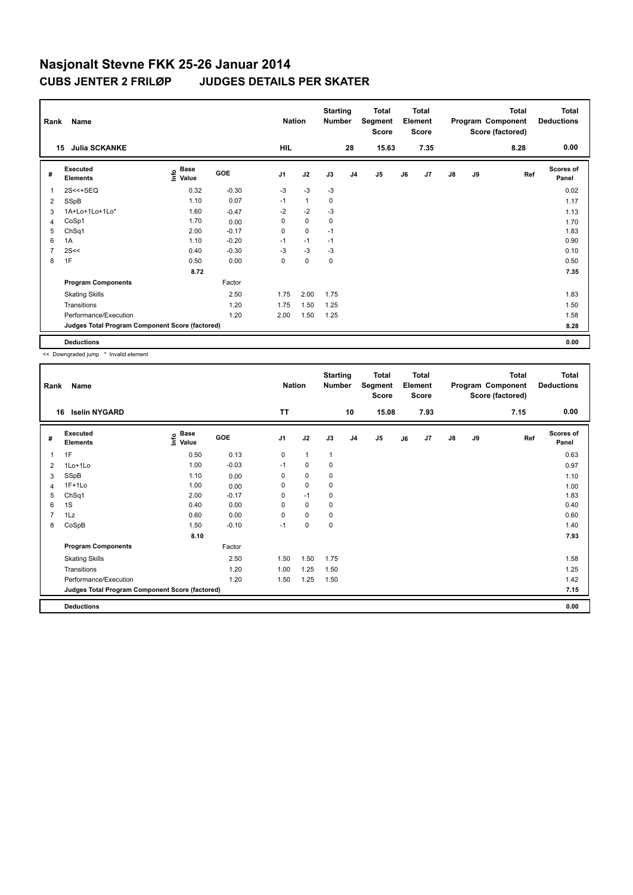# Nasjonalt Stevne FKK 25-26 Januar 2014

## CUBS JENTER 2 FRILØP JUDGES DETAILS PER SKATER

| Rank | Name | Nation | Starting Number | Total Segment Score | Total Element Score | Total Program Component Score (factored) | Total Deductions |
|---|---|---|---|---|---|---|---|
| 15 | Julia SCKANKE | HIL | 28 | 15.63 | 7.35 | 8.28 | 0.00 |

| # | Executed Elements | Info | Base Value | GOE | J1 | J2 | J3 | J4 | J5 | J6 | J7 | J8 | J9 | Ref | Scores of Panel |
|---|---|---|---|---|---|---|---|---|---|---|---|---|---|---|---|
| 1 | 2S<<+SEQ | | 0.32 | -0.30 | -3 | -3 | -3 | | | | | | | | 0.02 |
| 2 | SSpB | | 1.10 | 0.07 | -1 | 1 | 0 | | | | | | | | 1.17 |
| 3 | 1A+Lo+1Lo+1Lo* | | 1.60 | -0.47 | -2 | -2 | -3 | | | | | | | | 1.13 |
| 4 | CoSp1 | | 1.70 | 0.00 | 0 | 0 | 0 | | | | | | | | 1.70 |
| 5 | ChSq1 | | 2.00 | -0.17 | 0 | 0 | -1 | | | | | | | | 1.83 |
| 6 | 1A | | 1.10 | -0.20 | -1 | -1 | -1 | | | | | | | | 0.90 |
| 7 | 2S<< | | 0.40 | -0.30 | -3 | -3 | -3 | | | | | | | | 0.10 |
| 8 | 1F | | 0.50 | 0.00 | 0 | 0 | 0 | | | | | | | | 0.50 |
| | | | 8.72 | | | | | | | | | | | | 7.35 |
| | **Program Components** | | | Factor | | | | | | | | | | | |
| | Skating Skills | | | 2.50 | 1.75 | 2.00 | 1.75 | | | | | | | | 1.83 |
| | Transitions | | | 1.20 | 1.75 | 1.50 | 1.25 | | | | | | | | 1.50 |
| | Performance/Execution | | | 1.20 | 2.00 | 1.50 | 1.25 | | | | | | | | 1.58 |
| | **Judges Total Program Component Score (factored)** | | | | | | | | | | | | | | 8.28 |
| | **Deductions** | | | | | | | | | | | | | | 0.00 |

<< Downgraded jump * Invalid element

| Rank | Name | Nation | Starting Number | Total Segment Score | Total Element Score | Total Program Component Score (factored) | Total Deductions |
|---|---|---|---|---|---|---|---|
| 16 | Iselin NYGARD | TT | 10 | 15.08 | 7.93 | 7.15 | 0.00 |

| # | Executed Elements | Info | Base Value | GOE | J1 | J2 | J3 | J4 | J5 | J6 | J7 | J8 | J9 | Ref | Scores of Panel |
|---|---|---|---|---|---|---|---|---|---|---|---|---|---|---|---|
| 1 | 1F | | 0.50 | 0.13 | 0 | 1 | 1 | | | | | | | | 0.63 |
| 2 | 1Lo+1Lo | | 1.00 | -0.03 | -1 | 0 | 0 | | | | | | | | 0.97 |
| 3 | SSpB | | 1.10 | 0.00 | 0 | 0 | 0 | | | | | | | | 1.10 |
| 4 | 1F+1Lo | | 1.00 | 0.00 | 0 | 0 | 0 | | | | | | | | 1.00 |
| 5 | ChSq1 | | 2.00 | -0.17 | 0 | -1 | 0 | | | | | | | | 1.83 |
| 6 | 1S | | 0.40 | 0.00 | 0 | 0 | 0 | | | | | | | | 0.40 |
| 7 | 1Lz | | 0.60 | 0.00 | 0 | 0 | 0 | | | | | | | | 0.60 |
| 8 | CoSpB | | 1.50 | -0.10 | -1 | 0 | 0 | | | | | | | | 1.40 |
| | | | 8.10 | | | | | | | | | | | | 7.93 |
| | **Program Components** | | | Factor | | | | | | | | | | | |
| | Skating Skills | | | 2.50 | 1.50 | 1.50 | 1.75 | | | | | | | | 1.58 |
| | Transitions | | | 1.20 | 1.00 | 1.25 | 1.50 | | | | | | | | 1.25 |
| | Performance/Execution | | | 1.20 | 1.50 | 1.25 | 1.50 | | | | | | | | 1.42 |
| | **Judges Total Program Component Score (factored)** | | | | | | | | | | | | | | 7.15 |
| | **Deductions** | | | | | | | | | | | | | | 0.00 |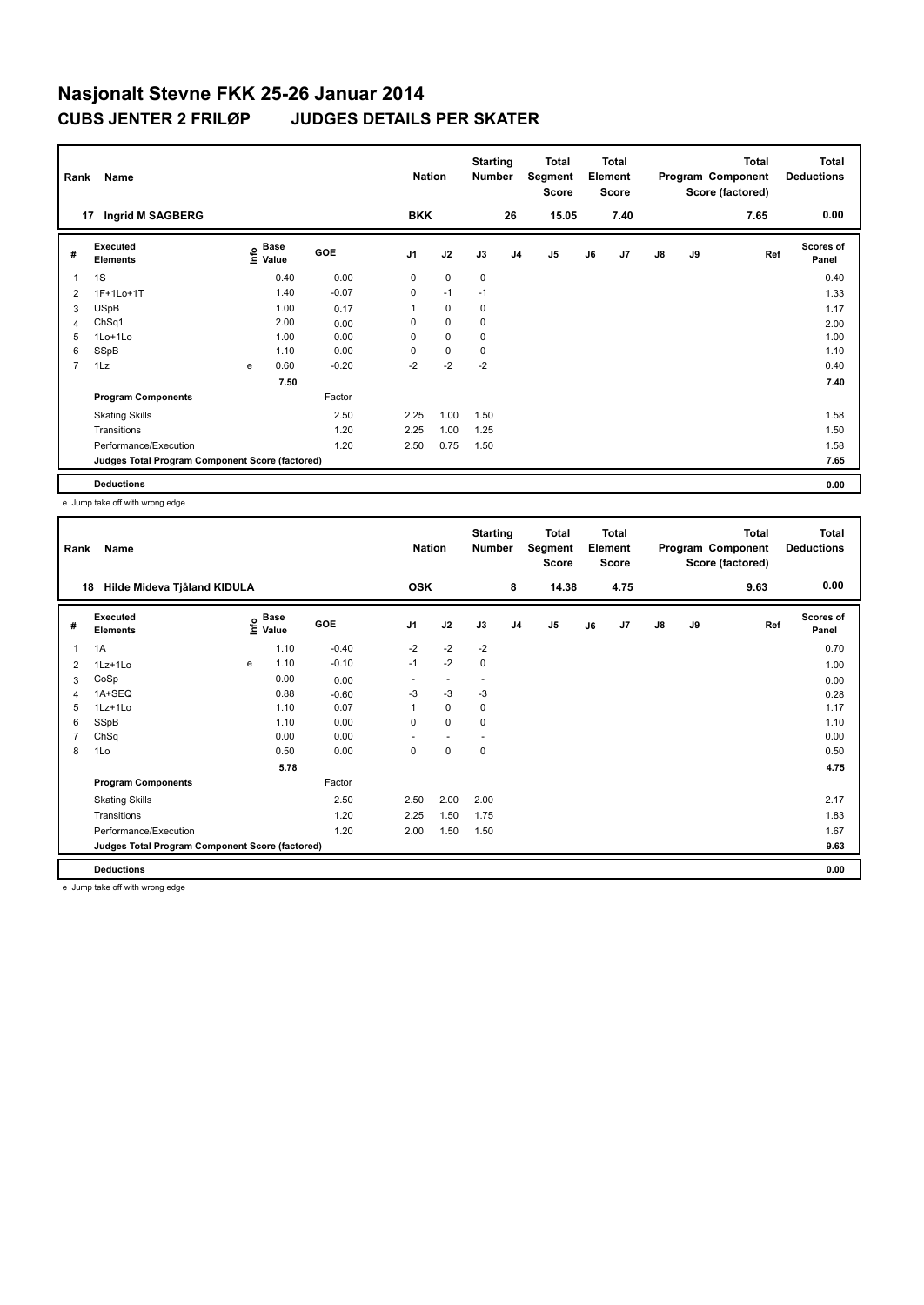# Nasjonalt Stevne FKK 25-26 Januar 2014

## CUBS JENTER 2 FRILØP JUDGES DETAILS PER SKATER

| Rank | Name | Nation | Starting Number | Total Segment Score | Total Element Score | Total Program Component Score (factored) | Total Deductions |
|---|---|---|---|---|---|---|---|
| 17 | Ingrid M SAGBERG | BKK | 26 | 15.05 | 7.40 | 7.65 | 0.00 |

| # | Executed Elements | Info | Base Value | GOE | J1 | J2 | J3 | J4 | J5 | J6 | J7 | J8 | J9 | Ref | Scores of Panel |
|---|---|---|---|---|---|---|---|---|---|---|---|---|---|---|---|
| 1 | 1S | | 0.40 | 0.00 | 0 | 0 | 0 | | | | | | | | 0.40 |
| 2 | 1F+1Lo+1T | | 1.40 | -0.07 | 0 | -1 | -1 | | | | | | | | 1.33 |
| 3 | USpB | | 1.00 | 0.17 | 1 | 0 | 0 | | | | | | | | 1.17 |
| 4 | ChSq1 | | 2.00 | 0.00 | 0 | 0 | 0 | | | | | | | | 2.00 |
| 5 | 1Lo+1Lo | | 1.00 | 0.00 | 0 | 0 | 0 | | | | | | | | 1.00 |
| 6 | SSpB | | 1.10 | 0.00 | 0 | 0 | 0 | | | | | | | | 1.10 |
| 7 | 1Lz | e | 0.60 | -0.20 | -2 | -2 | -2 | | | | | | | | 0.40 |
| | | | 7.50 | | | | | | | | | | | | 7.40 |
| | Program Components | | | Factor | | | | | | | | | | | |
| | Skating Skills | | | 2.50 | 2.25 | 1.00 | 1.50 | | | | | | | | 1.58 |
| | Transitions | | | 1.20 | 2.25 | 1.00 | 1.25 | | | | | | | | 1.50 |
| | Performance/Execution | | | 1.20 | 2.50 | 0.75 | 1.50 | | | | | | | | 1.58 |
| | Judges Total Program Component Score (factored) | | | | | | | | | | | | | | 7.65 |
| | Deductions | | | | | | | | | | | | | | 0.00 |

e Jump take off with wrong edge

| Rank | Name | Nation | Starting Number | Total Segment Score | Total Element Score | Total Program Component Score (factored) | Total Deductions |
|---|---|---|---|---|---|---|---|
| 18 | Hilde Mideva Tjåland KIDULA | OSK | 8 | 14.38 | 4.75 | 9.63 | 0.00 |

| # | Executed Elements | Info | Base Value | GOE | J1 | J2 | J3 | J4 | J5 | J6 | J7 | J8 | J9 | Ref | Scores of Panel |
|---|---|---|---|---|---|---|---|---|---|---|---|---|---|---|---|
| 1 | 1A | | 1.10 | -0.40 | -2 | -2 | -2 | | | | | | | | 0.70 |
| 2 | 1Lz+1Lo | e | 1.10 | -0.10 | -1 | -2 | 0 | | | | | | | | 1.00 |
| 3 | CoSp | | 0.00 | 0.00 | - | - | - | | | | | | | | 0.00 |
| 4 | 1A+SEQ | | 0.88 | -0.60 | -3 | -3 | -3 | | | | | | | | 0.28 |
| 5 | 1Lz+1Lo | | 1.10 | 0.07 | 1 | 0 | 0 | | | | | | | | 1.17 |
| 6 | SSpB | | 1.10 | 0.00 | 0 | 0 | 0 | | | | | | | | 1.10 |
| 7 | ChSq | | 0.00 | 0.00 | - | - | - | | | | | | | | 0.00 |
| 8 | 1Lo | | 0.50 | 0.00 | 0 | 0 | 0 | | | | | | | | 0.50 |
| | | | 5.78 | | | | | | | | | | | | 4.75 |
| | Program Components | | | Factor | | | | | | | | | | | |
| | Skating Skills | | | 2.50 | 2.50 | 2.00 | 2.00 | | | | | | | | 2.17 |
| | Transitions | | | 1.20 | 2.25 | 1.50 | 1.75 | | | | | | | | 1.83 |
| | Performance/Execution | | | 1.20 | 2.00 | 1.50 | 1.50 | | | | | | | | 1.67 |
| | Judges Total Program Component Score (factored) | | | | | | | | | | | | | | 9.63 |
| | Deductions | | | | | | | | | | | | | | 0.00 |

e Jump take off with wrong edge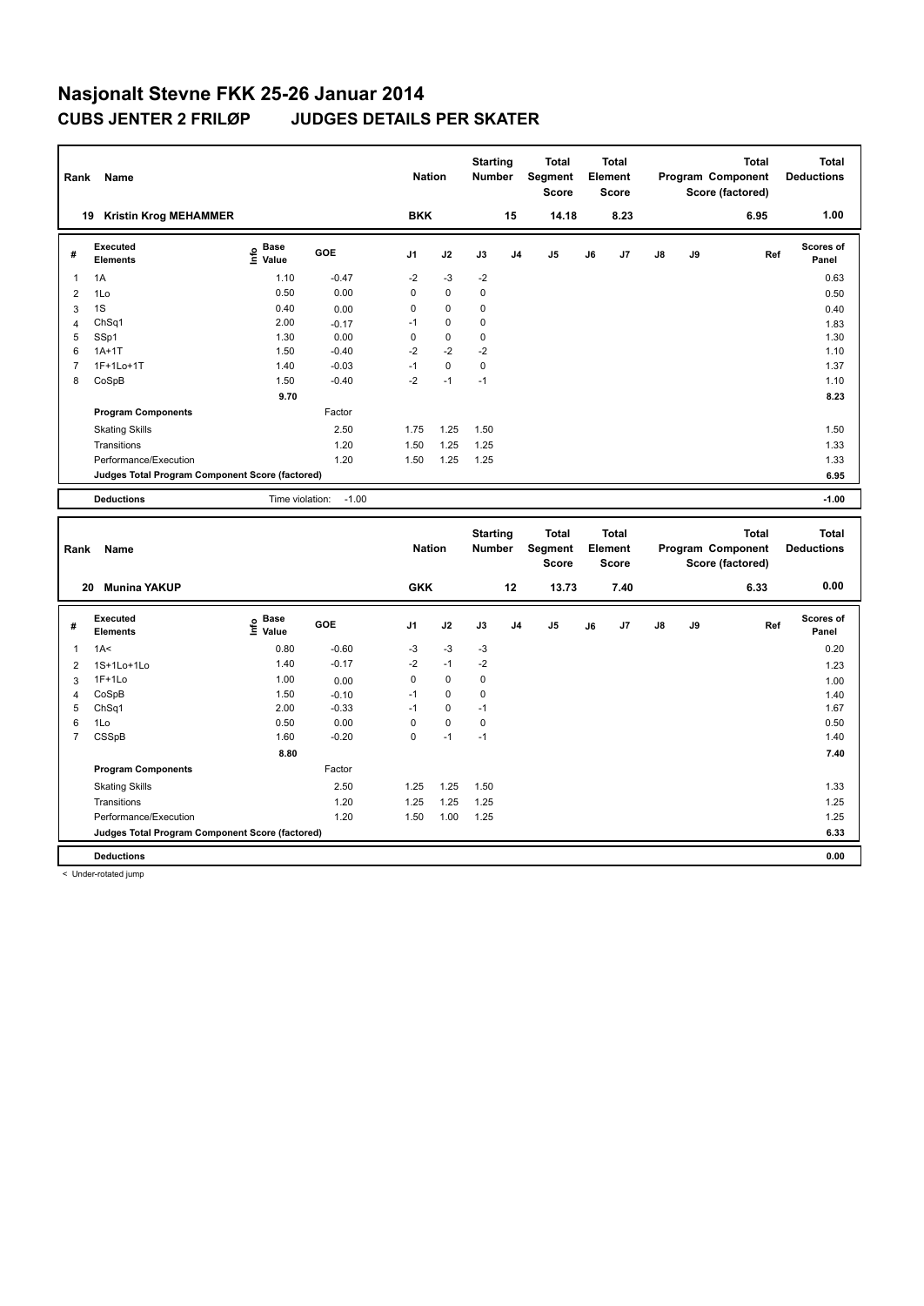# Nasjonalt Stevne FKK 25-26 Januar 2014

## CUBS JENTER 2 FRILØP JUDGES DETAILS PER SKATER

| Rank | Name | Nation | Starting Number | Total Segment Score | Total Element Score | Total Program Component Score (factored) | Total Deductions |
|---|---|---|---|---|---|---|---|
| 19 | Kristin Krog MEHAMMER | BKK | 15 | 14.18 | 8.23 | 6.95 | 1.00 |

| # | Executed Elements | Info | Base Value | GOE | J1 | J2 | J3 | J4 | J5 | J6 | J7 | J8 | J9 | Ref | Scores of Panel |
|---|---|---|---|---|---|---|---|---|---|---|---|---|---|---|---|
| 1 | 1A | | 1.10 | -0.47 | -2 | -3 | -2 | | | | | | | | 0.63 |
| 2 | 1Lo | | 0.50 | 0.00 | 0 | 0 | 0 | | | | | | | | 0.50 |
| 3 | 1S | | 0.40 | 0.00 | 0 | 0 | 0 | | | | | | | | 0.40 |
| 4 | ChSq1 | | 2.00 | -0.17 | -1 | 0 | 0 | | | | | | | | 1.83 |
| 5 | SSp1 | | 1.30 | 0.00 | 0 | 0 | 0 | | | | | | | | 1.30 |
| 6 | 1A+1T | | 1.50 | -0.40 | -2 | -2 | -2 | | | | | | | | 1.10 |
| 7 | 1F+1Lo+1T | | 1.40 | -0.03 | -1 | 0 | 0 | | | | | | | | 1.37 |
| 8 | CoSpB | | 1.50 | -0.40 | -2 | -1 | -1 | | | | | | | | 1.10 |
| | | | 9.70 | | | | | | | | | | | | 8.23 |
| | **Program Components** | | | Factor | | | | | | | | | | | |
| | Skating Skills | | | 2.50 | 1.75 | 1.25 | 1.50 | | | | | | | | 1.50 |
| | Transitions | | | 1.20 | 1.50 | 1.25 | 1.25 | | | | | | | | 1.33 |
| | Performance/Execution | | | 1.20 | 1.50 | 1.25 | 1.25 | | | | | | | | 1.33 |
| | **Judges Total Program Component Score (factored)** | | | | | | | | | | | | | | 6.95 |
| | **Deductions** | | Time violation: | -1.00 | | | | | | | | | | | -1.00 |

| Rank | Name | Nation | Starting Number | Total Segment Score | Total Element Score | Total Program Component Score (factored) | Total Deductions |
|---|---|---|---|---|---|---|---|
| 20 | Munina YAKUP | GKK | 12 | 13.73 | 7.40 | 6.33 | 0.00 |

| # | Executed Elements | Info | Base Value | GOE | J1 | J2 | J3 | J4 | J5 | J6 | J7 | J8 | J9 | Ref | Scores of Panel |
|---|---|---|---|---|---|---|---|---|---|---|---|---|---|---|---|
| 1 | 1A< | | 0.80 | -0.60 | -3 | -3 | -3 | | | | | | | | 0.20 |
| 2 | 1S+1Lo+1Lo | | 1.40 | -0.17 | -2 | -1 | -2 | | | | | | | | 1.23 |
| 3 | 1F+1Lo | | 1.00 | 0.00 | 0 | 0 | 0 | | | | | | | | 1.00 |
| 4 | CoSpB | | 1.50 | -0.10 | -1 | 0 | 0 | | | | | | | | 1.40 |
| 5 | ChSq1 | | 2.00 | -0.33 | -1 | 0 | -1 | | | | | | | | 1.67 |
| 6 | 1Lo | | 0.50 | 0.00 | 0 | 0 | 0 | | | | | | | | 0.50 |
| 7 | CSSpB | | 1.60 | -0.20 | 0 | -1 | -1 | | | | | | | | 1.40 |
| | | | 8.80 | | | | | | | | | | | | 7.40 |
| | **Program Components** | | | Factor | | | | | | | | | | | |
| | Skating Skills | | | 2.50 | 1.25 | 1.25 | 1.50 | | | | | | | | 1.33 |
| | Transitions | | | 1.20 | 1.25 | 1.25 | 1.25 | | | | | | | | 1.25 |
| | Performance/Execution | | | 1.20 | 1.50 | 1.00 | 1.25 | | | | | | | | 1.25 |
| | **Judges Total Program Component Score (factored)** | | | | | | | | | | | | | | 6.33 |
| | **Deductions** | | | | | | | | | | | | | | 0.00 |

< Under-rotated jump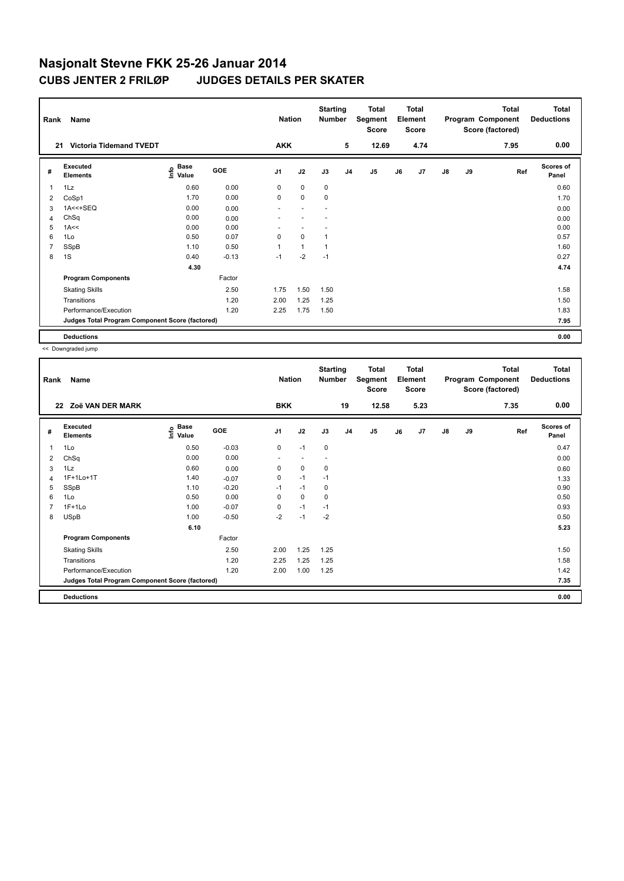# Nasjonalt Stevne FKK 25-26 Januar 2014

## CUBS JENTER 2 FRILØP JUDGES DETAILS PER SKATER

| Rank | Name | Nation | Starting Number | Total Segment Score | Total Element Score | Total Program Component Score (factored) | Total Deductions |
|---|---|---|---|---|---|---|---|
| 21 | Victoria Tidemand TVEDT | AKK | 5 | 12.69 | 4.74 | 7.95 | 0.00 |

| # | Executed Elements | Info | Base Value | GOE | J1 | J2 | J3 | J4 | J5 | J6 | J7 | J8 | J9 | Ref | Scores of Panel |
|---|---|---|---|---|---|---|---|---|---|---|---|---|---|---|---|
| 1 | 1Lz | | 0.60 | 0.00 | 0 | 0 | 0 | | | | | | | | 0.60 |
| 2 | CoSp1 | | 1.70 | 0.00 | 0 | 0 | 0 | | | | | | | | 1.70 |
| 3 | 1A<<+SEQ | | 0.00 | 0.00 | - | - | - | | | | | | | | 0.00 |
| 4 | ChSq | | 0.00 | 0.00 | - | - | - | | | | | | | | 0.00 |
| 5 | 1A<< | | 0.00 | 0.00 | - | - | - | | | | | | | | 0.00 |
| 6 | 1Lo | | 0.50 | 0.07 | 0 | 0 | 1 | | | | | | | | 0.57 |
| 7 | SSpB | | 1.10 | 0.50 | 1 | 1 | 1 | | | | | | | | 1.60 |
| 8 | 1S | | 0.40 | -0.13 | -1 | -2 | -1 | | | | | | | | 0.27 |
| | | | 4.30 | | | | | | | | | | | | 4.74 |
| | Program Components | | | Factor | | | | | | | | | | | |
| | Skating Skills | | | 2.50 | 1.75 | 1.50 | 1.50 | | | | | | | | 1.58 |
| | Transitions | | | 1.20 | 2.00 | 1.25 | 1.25 | | | | | | | | 1.50 |
| | Performance/Execution | | | 1.20 | 2.25 | 1.75 | 1.50 | | | | | | | | 1.83 |
| | Judges Total Program Component Score (factored) | | | | | | | | | | | | | | 7.95 |
| | Deductions | | | | | | | | | | | | | | 0.00 |

<< Downgraded jump

| Rank | Name | Nation | Starting Number | Total Segment Score | Total Element Score | Total Program Component Score (factored) | Total Deductions |
|---|---|---|---|---|---|---|---|
| 22 | Zoë VAN DER MARK | BKK | 19 | 12.58 | 5.23 | 7.35 | 0.00 |

| # | Executed Elements | Info | Base Value | GOE | J1 | J2 | J3 | J4 | J5 | J6 | J7 | J8 | J9 | Ref | Scores of Panel |
|---|---|---|---|---|---|---|---|---|---|---|---|---|---|---|---|
| 1 | 1Lo | | 0.50 | -0.03 | 0 | -1 | 0 | | | | | | | | 0.47 |
| 2 | ChSq | | 0.00 | 0.00 | - | - | - | | | | | | | | 0.00 |
| 3 | 1Lz | | 0.60 | 0.00 | 0 | 0 | 0 | | | | | | | | 0.60 |
| 4 | 1F+1Lo+1T | | 1.40 | -0.07 | 0 | -1 | -1 | | | | | | | | 1.33 |
| 5 | SSpB | | 1.10 | -0.20 | -1 | -1 | 0 | | | | | | | | 0.90 |
| 6 | 1Lo | | 0.50 | 0.00 | 0 | 0 | 0 | | | | | | | | 0.50 |
| 7 | 1F+1Lo | | 1.00 | -0.07 | 0 | -1 | -1 | | | | | | | | 0.93 |
| 8 | USpB | | 1.00 | -0.50 | -2 | -1 | -2 | | | | | | | | 0.50 |
| | | | 6.10 | | | | | | | | | | | | 5.23 |
| | Program Components | | | Factor | | | | | | | | | | | |
| | Skating Skills | | | 2.50 | 2.00 | 1.25 | 1.25 | | | | | | | | 1.50 |
| | Transitions | | | 1.20 | 2.25 | 1.25 | 1.25 | | | | | | | | 1.58 |
| | Performance/Execution | | | 1.20 | 2.00 | 1.00 | 1.25 | | | | | | | | 1.42 |
| | Judges Total Program Component Score (factored) | | | | | | | | | | | | | | 7.35 |
| | Deductions | | | | | | | | | | | | | | 0.00 |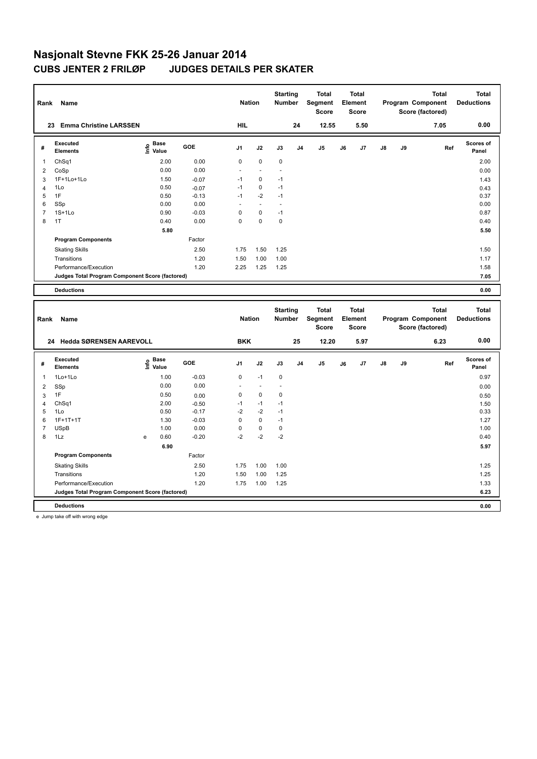# Nasjonalt Stevne FKK 25-26 Januar 2014

## CUBS JENTER 2 FRILØP JUDGES DETAILS PER SKATER

| Rank | Name | Nation | Starting Number | Total Segment Score | Total Element Score | Total Program Component Score (factored) | Total Deductions |
|---|---|---|---|---|---|---|---|
| 23 | Emma Christine LARSSEN | HIL | 24 | 12.55 | 5.50 | 7.05 | 0.00 |

| # | Executed Elements | Info | Base Value | GOE | J1 | J2 | J3 | J4 | J5 | J6 | J7 | J8 | J9 | Ref | Scores of Panel |
|---|---|---|---|---|---|---|---|---|---|---|---|---|---|---|---|
| 1 | ChSq1 | | 2.00 | 0.00 | 0 | 0 | 0 | | | | | | | | 2.00 |
| 2 | CoSp | | 0.00 | 0.00 | - | - | - | | | | | | | | 0.00 |
| 3 | 1F+1Lo+1Lo | | 1.50 | -0.07 | -1 | 0 | -1 | | | | | | | | 1.43 |
| 4 | 1Lo | | 0.50 | -0.07 | -1 | 0 | -1 | | | | | | | | 0.43 |
| 5 | 1F | | 0.50 | -0.13 | -1 | -2 | -1 | | | | | | | | 0.37 |
| 6 | SSp | | 0.00 | 0.00 | - | - | - | | | | | | | | 0.00 |
| 7 | 1S+1Lo | | 0.90 | -0.03 | 0 | 0 | -1 | | | | | | | | 0.87 |
| 8 | 1T | | 0.40 | 0.00 | 0 | 0 | 0 | | | | | | | | 0.40 |
| | | | 5.80 | | | | | | | | | | | | 5.50 |
| | Program Components | | | Factor | | | | | | | | | | | |
| | Skating Skills | | | 2.50 | 1.75 | 1.50 | 1.25 | | | | | | | | 1.50 |
| | Transitions | | | 1.20 | 1.50 | 1.00 | 1.00 | | | | | | | | 1.17 |
| | Performance/Execution | | | 1.20 | 2.25 | 1.25 | 1.25 | | | | | | | | 1.58 |
| | Judges Total Program Component Score (factored) | | | | | | | | | | | | | | 7.05 |
| | Deductions | | | | | | | | | | | | | | 0.00 |

| Rank | Name | Nation | Starting Number | Total Segment Score | Total Element Score | Total Program Component Score (factored) | Total Deductions |
|---|---|---|---|---|---|---|---|
| 24 | Hedda SØRENSEN AAREVOLL | BKK | 25 | 12.20 | 5.97 | 6.23 | 0.00 |

| # | Executed Elements | Info | Base Value | GOE | J1 | J2 | J3 | J4 | J5 | J6 | J7 | J8 | J9 | Ref | Scores of Panel |
|---|---|---|---|---|---|---|---|---|---|---|---|---|---|---|---|
| 1 | 1Lo+1Lo | | 1.00 | -0.03 | 0 | -1 | 0 | | | | | | | | 0.97 |
| 2 | SSp | | 0.00 | 0.00 | - | - | - | | | | | | | | 0.00 |
| 3 | 1F | | 0.50 | 0.00 | 0 | 0 | 0 | | | | | | | | 0.50 |
| 4 | ChSq1 | | 2.00 | -0.50 | -1 | -1 | -1 | | | | | | | | 1.50 |
| 5 | 1Lo | | 0.50 | -0.17 | -2 | -2 | -1 | | | | | | | | 0.33 |
| 6 | 1F+1T+1T | | 1.30 | -0.03 | 0 | 0 | -1 | | | | | | | | 1.27 |
| 7 | USpB | | 1.00 | 0.00 | 0 | 0 | 0 | | | | | | | | 1.00 |
| 8 | 1Lz | e | 0.60 | -0.20 | -2 | -2 | -2 | | | | | | | | 0.40 |
| | | | 6.90 | | | | | | | | | | | | 5.97 |
| | Program Components | | | Factor | | | | | | | | | | | |
| | Skating Skills | | | 2.50 | 1.75 | 1.00 | 1.00 | | | | | | | | 1.25 |
| | Transitions | | | 1.20 | 1.50 | 1.00 | 1.25 | | | | | | | | 1.25 |
| | Performance/Execution | | | 1.20 | 1.75 | 1.00 | 1.25 | | | | | | | | 1.33 |
| | Judges Total Program Component Score (factored) | | | | | | | | | | | | | | 6.23 |
| | Deductions | | | | | | | | | | | | | | 0.00 |

e Jump take off with wrong edge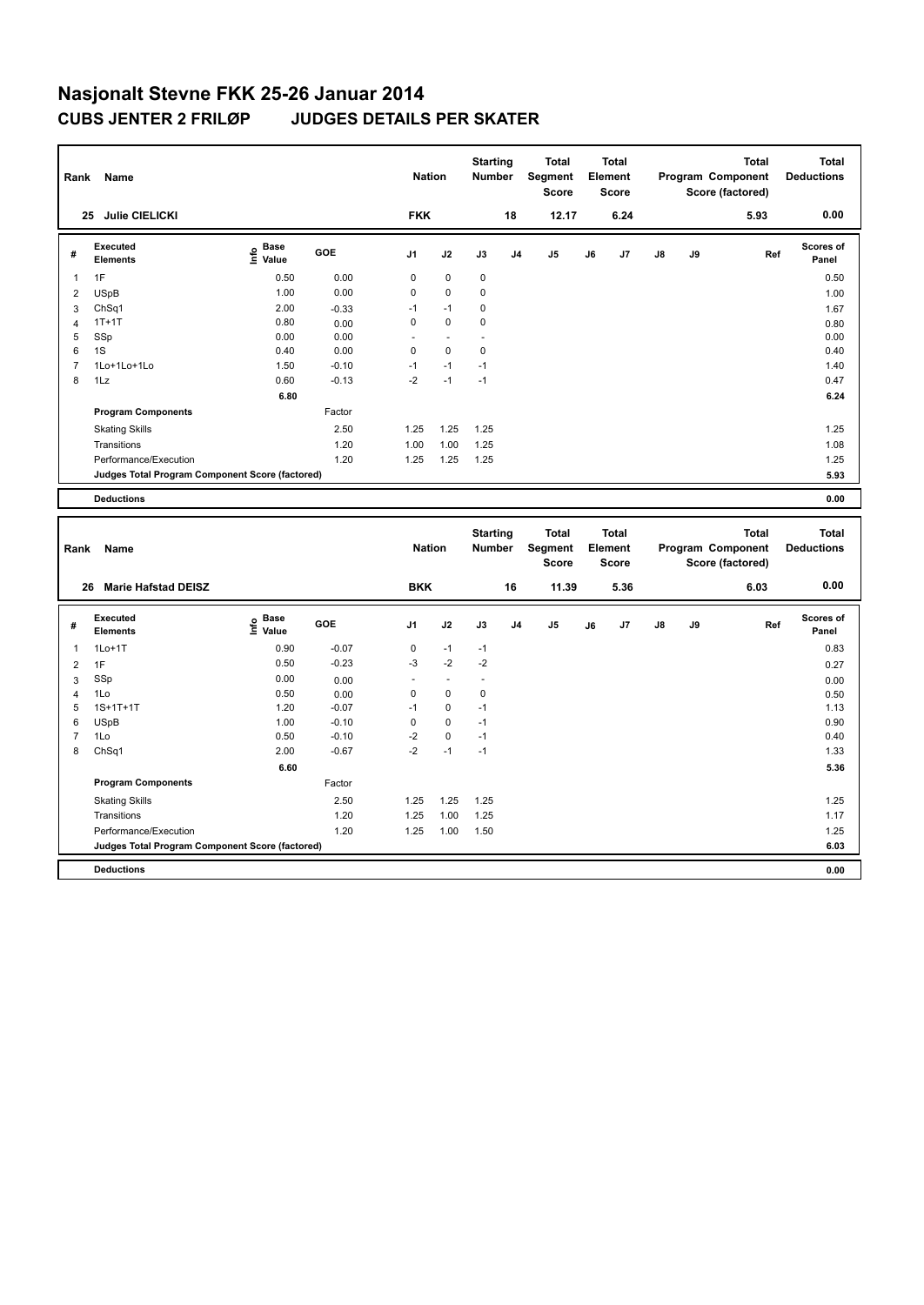# Nasjonalt Stevne FKK 25-26 Januar 2014

## CUBS JENTER 2 FRILØP JUDGES DETAILS PER SKATER

| Rank | Name | Nation | Starting Number | Total Segment Score | Total Element Score | Total Program Component Score (factored) | Total Deductions |
|---|---|---|---|---|---|---|---|
| 25 | Julie CIELICKI | FKK | 18 | 12.17 | 6.24 | 5.93 | 0.00 |

| # | Executed Elements | Info | Base Value | GOE | J1 | J2 | J3 | J4 | J5 | J6 | J7 | J8 | J9 | Ref | Scores of Panel |
|---|---|---|---|---|---|---|---|---|---|---|---|---|---|---|---|
| 1 | 1F | | 0.50 | 0.00 | 0 | 0 | 0 | | | | | | | | 0.50 |
| 2 | USpB | | 1.00 | 0.00 | 0 | 0 | 0 | | | | | | | | 1.00 |
| 3 | ChSq1 | | 2.00 | -0.33 | -1 | -1 | 0 | | | | | | | | 1.67 |
| 4 | 1T+1T | | 0.80 | 0.00 | 0 | 0 | 0 | | | | | | | | 0.80 |
| 5 | SSp | | 0.00 | 0.00 | - | - | - | | | | | | | | 0.00 |
| 6 | 1S | | 0.40 | 0.00 | 0 | 0 | 0 | | | | | | | | 0.40 |
| 7 | 1Lo+1Lo+1Lo | | 1.50 | -0.10 | -1 | -1 | -1 | | | | | | | | 1.40 |
| 8 | 1Lz | | 0.60 | -0.13 | -2 | -1 | -1 | | | | | | | | 0.47 |
| | | | 6.80 | | | | | | | | | | | | 6.24 |
| | **Program Components** | | | Factor | | | | | | | | | | | |
| | Skating Skills | | | 2.50 | 1.25 | 1.25 | 1.25 | | | | | | | | 1.25 |
| | Transitions | | | 1.20 | 1.00 | 1.00 | 1.25 | | | | | | | | 1.08 |
| | Performance/Execution | | | 1.20 | 1.25 | 1.25 | 1.25 | | | | | | | | 1.25 |
| | **Judges Total Program Component Score (factored)** | | | | | | | | | | | | | | 5.93 |
| | **Deductions** | | | | | | | | | | | | | | 0.00 |

| Rank | Name | Nation | Starting Number | Total Segment Score | Total Element Score | Total Program Component Score (factored) | Total Deductions |
|---|---|---|---|---|---|---|---|
| 26 | Marie Hafstad DEISZ | BKK | 16 | 11.39 | 5.36 | 6.03 | 0.00 |

| # | Executed Elements | Info | Base Value | GOE | J1 | J2 | J3 | J4 | J5 | J6 | J7 | J8 | J9 | Ref | Scores of Panel |
|---|---|---|---|---|---|---|---|---|---|---|---|---|---|---|---|
| 1 | 1Lo+1T | | 0.90 | -0.07 | 0 | -1 | -1 | | | | | | | | 0.83 |
| 2 | 1F | | 0.50 | -0.23 | -3 | -2 | -2 | | | | | | | | 0.27 |
| 3 | SSp | | 0.00 | 0.00 | - | - | - | | | | | | | | 0.00 |
| 4 | 1Lo | | 0.50 | 0.00 | 0 | 0 | 0 | | | | | | | | 0.50 |
| 5 | 1S+1T+1T | | 1.20 | -0.07 | -1 | 0 | -1 | | | | | | | | 1.13 |
| 6 | USpB | | 1.00 | -0.10 | 0 | 0 | -1 | | | | | | | | 0.90 |
| 7 | 1Lo | | 0.50 | -0.10 | -2 | 0 | -1 | | | | | | | | 0.40 |
| 8 | ChSq1 | | 2.00 | -0.67 | -2 | -1 | -1 | | | | | | | | 1.33 |
| | | | 6.60 | | | | | | | | | | | | 5.36 |
| | **Program Components** | | | Factor | | | | | | | | | | | |
| | Skating Skills | | | 2.50 | 1.25 | 1.25 | 1.25 | | | | | | | | 1.25 |
| | Transitions | | | 1.20 | 1.25 | 1.00 | 1.25 | | | | | | | | 1.17 |
| | Performance/Execution | | | 1.20 | 1.25 | 1.00 | 1.50 | | | | | | | | 1.25 |
| | **Judges Total Program Component Score (factored)** | | | | | | | | | | | | | | 6.03 |
| | **Deductions** | | | | | | | | | | | | | | 0.00 |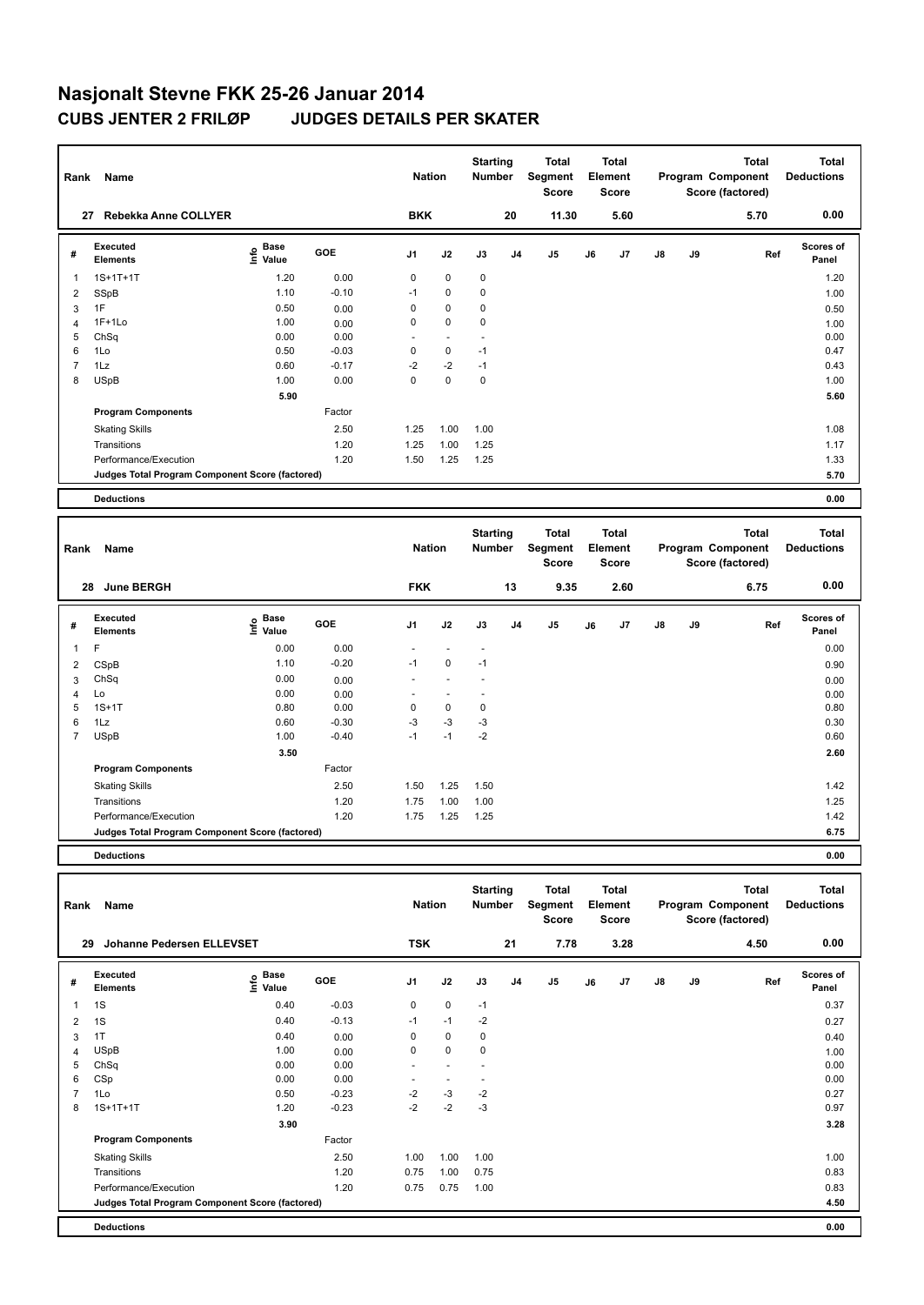# Nasjonalt Stevne FKK 25-26 Januar 2014

## CUBS JENTER 2 FRILØP JUDGES DETAILS PER SKATER

| Rank | Name | Nation | Starting Number | Total Segment Score | Total Element Score | Total Program Component Score (factored) | Total Deductions |
|---|---|---|---|---|---|---|---|
| 27 | Rebekka Anne COLLYER | BKK | 20 | 11.30 | 5.60 | 5.70 | 0.00 |

| # | Executed Elements | Info | Base Value | GOE | J1 | J2 | J3 | J4 | J5 | J6 | J7 | J8 | J9 | Ref | Scores of Panel |
|---|---|---|---|---|---|---|---|---|---|---|---|---|---|---|---|
| 1 | 1S+1T+1T | | 1.20 | 0.00 | 0 | 0 | 0 | | | | | | | | 1.20 |
| 2 | SSpB | | 1.10 | -0.10 | -1 | 0 | 0 | | | | | | | | 1.00 |
| 3 | 1F | | 0.50 | 0.00 | 0 | 0 | 0 | | | | | | | | 0.50 |
| 4 | 1F+1Lo | | 1.00 | 0.00 | 0 | 0 | 0 | | | | | | | | 1.00 |
| 5 | ChSq | | 0.00 | 0.00 | - | - | - | | | | | | | | 0.00 |
| 6 | 1Lo | | 0.50 | -0.03 | 0 | 0 | -1 | | | | | | | | 0.47 |
| 7 | 1Lz | | 0.60 | -0.17 | -2 | -2 | -1 | | | | | | | | 0.43 |
| 8 | USpB | | 1.00 | 0.00 | 0 | 0 | 0 | | | | | | | | 1.00 |
| | | | 5.90 | | | | | | | | | | | | 5.60 |
| | Program Components | | | Factor | | | | | | | | | | | |
| | Skating Skills | | | 2.50 | 1.25 | 1.00 | 1.00 | | | | | | | | 1.08 |
| | Transitions | | | 1.20 | 1.25 | 1.00 | 1.25 | | | | | | | | 1.17 |
| | Performance/Execution | | | 1.20 | 1.50 | 1.25 | 1.25 | | | | | | | | 1.33 |
| | Judges Total Program Component Score (factored) | | | | | | | | | | | | | | 5.70 |
| | Deductions | | | | | | | | | | | | | | 0.00 |

| Rank | Name | Nation | Starting Number | Total Segment Score | Total Element Score | Total Program Component Score (factored) | Total Deductions |
|---|---|---|---|---|---|---|---|
| 28 | June BERGH | FKK | 13 | 9.35 | 2.60 | 6.75 | 0.00 |

| # | Executed Elements | Info | Base Value | GOE | J1 | J2 | J3 | J4 | J5 | J6 | J7 | J8 | J9 | Ref | Scores of Panel |
|---|---|---|---|---|---|---|---|---|---|---|---|---|---|---|---|
| 1 | F | | 0.00 | 0.00 | - | - | - | | | | | | | | 0.00 |
| 2 | CSpB | | 1.10 | -0.20 | -1 | 0 | -1 | | | | | | | | 0.90 |
| 3 | ChSq | | 0.00 | 0.00 | - | - | - | | | | | | | | 0.00 |
| 4 | Lo | | 0.00 | 0.00 | - | - | - | | | | | | | | 0.00 |
| 5 | 1S+1T | | 0.80 | 0.00 | 0 | 0 | 0 | | | | | | | | 0.80 |
| 6 | 1Lz | | 0.60 | -0.30 | -3 | -3 | -3 | | | | | | | | 0.30 |
| 7 | USpB | | 1.00 | -0.40 | -1 | -1 | -2 | | | | | | | | 0.60 |
| | | | 3.50 | | | | | | | | | | | | 2.60 |
| | Program Components | | | Factor | | | | | | | | | | | |
| | Skating Skills | | | 2.50 | 1.50 | 1.25 | 1.50 | | | | | | | | 1.42 |
| | Transitions | | | 1.20 | 1.75 | 1.00 | 1.00 | | | | | | | | 1.25 |
| | Performance/Execution | | | 1.20 | 1.75 | 1.25 | 1.25 | | | | | | | | 1.42 |
| | Judges Total Program Component Score (factored) | | | | | | | | | | | | | | 6.75 |
| | Deductions | | | | | | | | | | | | | | 0.00 |

| Rank | Name | Nation | Starting Number | Total Segment Score | Total Element Score | Total Program Component Score (factored) | Total Deductions |
|---|---|---|---|---|---|---|---|
| 29 | Johanne Pedersen ELLEVSET | TSK | 21 | 7.78 | 3.28 | 4.50 | 0.00 |

| # | Executed Elements | Info | Base Value | GOE | J1 | J2 | J3 | J4 | J5 | J6 | J7 | J8 | J9 | Ref | Scores of Panel |
|---|---|---|---|---|---|---|---|---|---|---|---|---|---|---|---|
| 1 | 1S | | 0.40 | -0.03 | 0 | 0 | -1 | | | | | | | | 0.37 |
| 2 | 1S | | 0.40 | -0.13 | -1 | -1 | -2 | | | | | | | | 0.27 |
| 3 | 1T | | 0.40 | 0.00 | 0 | 0 | 0 | | | | | | | | 0.40 |
| 4 | USpB | | 1.00 | 0.00 | 0 | 0 | 0 | | | | | | | | 1.00 |
| 5 | ChSq | | 0.00 | 0.00 | - | - | - | | | | | | | | 0.00 |
| 6 | CSp | | 0.00 | 0.00 | - | - | - | | | | | | | | 0.00 |
| 7 | 1Lo | | 0.50 | -0.23 | -2 | -3 | -2 | | | | | | | | 0.27 |
| 8 | 1S+1T+1T | | 1.20 | -0.23 | -2 | -2 | -3 | | | | | | | | 0.97 |
| | | | 3.90 | | | | | | | | | | | | 3.28 |
| | Program Components | | | Factor | | | | | | | | | | | |
| | Skating Skills | | | 2.50 | 1.00 | 1.00 | 1.00 | | | | | | | | 1.00 |
| | Transitions | | | 1.20 | 0.75 | 1.00 | 0.75 | | | | | | | | 0.83 |
| | Performance/Execution | | | 1.20 | 0.75 | 0.75 | 1.00 | | | | | | | | 0.83 |
| | Judges Total Program Component Score (factored) | | | | | | | | | | | | | | 4.50 |
| | Deductions | | | | | | | | | | | | | | 0.00 |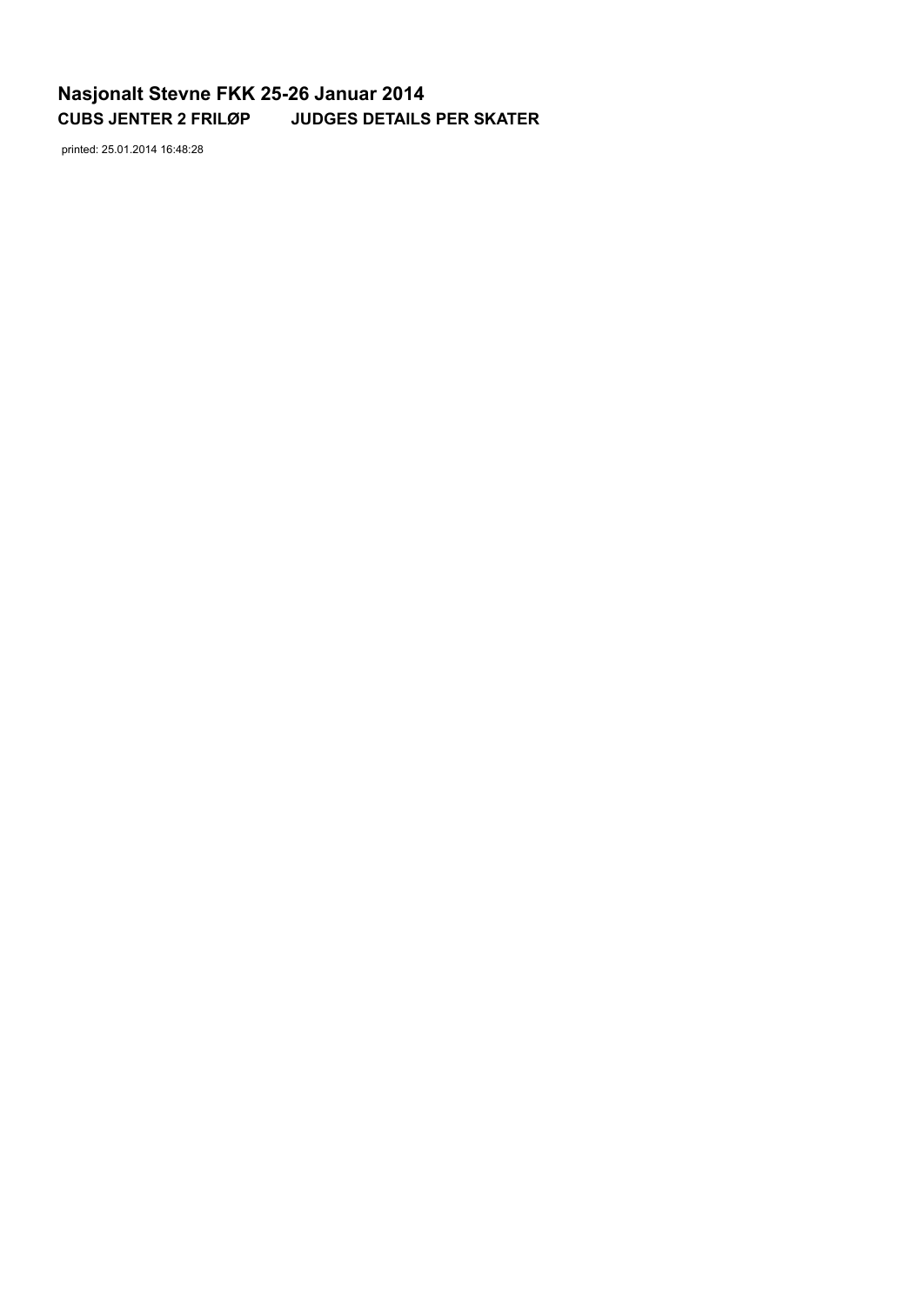# Nasjonalt Stevne FKK 25-26 Januar 2014

**CUBS JENTER 2 FRILØP JUDGES DETAILS PER SKATER**

printed: 25.01.2014 16:48:28